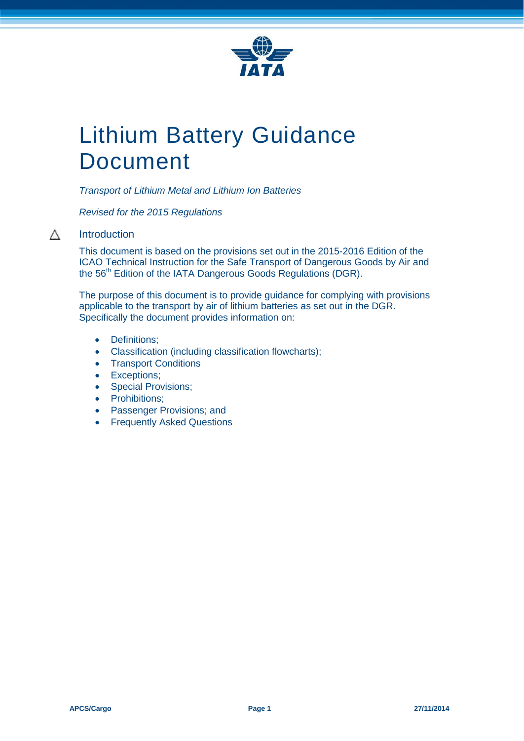# Lithium Battery Guidance Document

*Transport of Lithium Metal and Lithium Ion Batteries*

*Revised for the 2015 Regulations*

## △ Introduction

This document is based on the provisions set out in the 2015-2016 Edition of the ICAO Technical Instruction for the Safe Transport of Dangerous Goods by Air and the 56th Edition of the IATA Dangerous Goods Regulations (DGR).

The purpose of this document is to provide guidance for complying with provisions applicable to the transport by air of lithium batteries as set out in the DGR. Specifically the document provides information on:

- Definitions;
- Classification (including classification flowcharts);
- Transport Conditions
- Exceptions;
- Special Provisions;
- Prohibitions;
- Passenger Provisions; and
- Frequently Asked Questions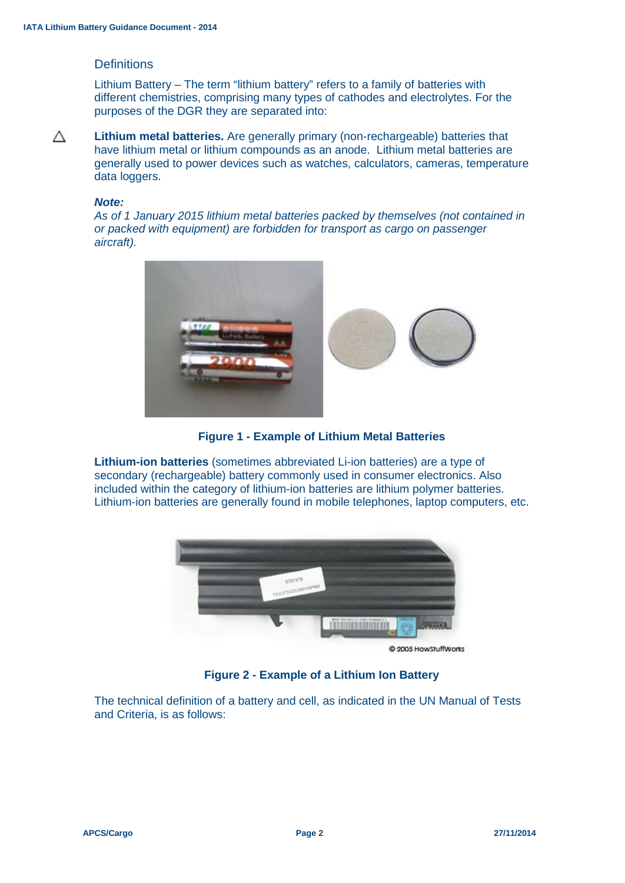## Definitions

Lithium Battery – The term "lithium battery" refers to a family of batteries with different chemistries, comprising many types of cathodes and electrolytes. For the purposes of the DGR they are separated into:

△ **Lithium metal batteries.** Are generally primary (non-rechargeable) batteries that have lithium metal or lithium compounds as an anode. Lithium metal batteries are generally used to power devices such as watches, calculators, cameras, temperature data loggers.

***Note:***
*As of 1 January 2015 lithium metal batteries packed by themselves (not contained in or packed with equipment) are forbidden for transport as cargo on passenger aircraft).*

**Figure 1 - Example of Lithium Metal Batteries**

**Lithium-ion batteries** (sometimes abbreviated Li-ion batteries) are a type of secondary (rechargeable) battery commonly used in consumer electronics. Also included within the category of lithium-ion batteries are lithium polymer batteries. Lithium-ion batteries are generally found in mobile telephones, laptop computers, etc.

© 2005 HowStuffWorks

**Figure 2 - Example of a Lithium Ion Battery**

The technical definition of a battery and cell, as indicated in the UN Manual of Tests and Criteria, is as follows: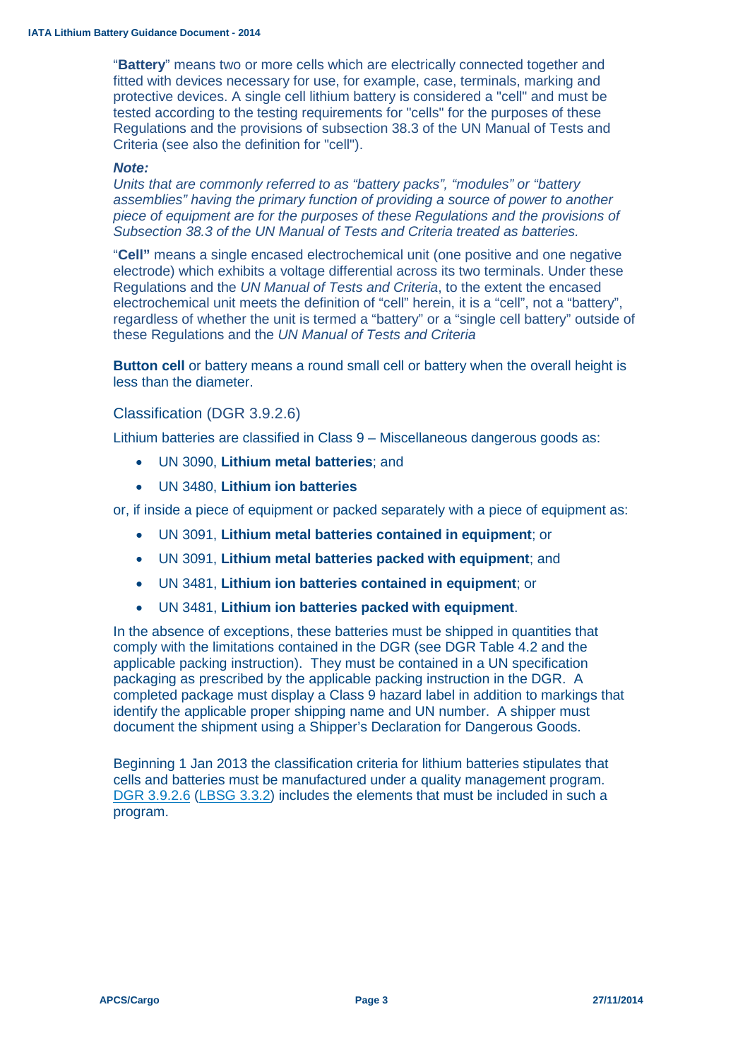"**Battery**" means two or more cells which are electrically connected together and fitted with devices necessary for use, for example, case, terminals, marking and protective devices. A single cell lithium battery is considered a "cell" and must be tested according to the testing requirements for "cells" for the purposes of these Regulations and the provisions of subsection 38.3 of the UN Manual of Tests and Criteria (see also the definition for "cell").

***Note:***
*Units that are commonly referred to as "battery packs", "modules" or "battery assemblies" having the primary function of providing a source of power to another piece of equipment are for the purposes of these Regulations and the provisions of Subsection 38.3 of the UN Manual of Tests and Criteria treated as batteries.*

"**Cell"** means a single encased electrochemical unit (one positive and one negative electrode) which exhibits a voltage differential across its two terminals. Under these Regulations and the *UN Manual of Tests and Criteria*, to the extent the encased electrochemical unit meets the definition of "cell" herein, it is a "cell", not a "battery", regardless of whether the unit is termed a "battery" or a "single cell battery" outside of these Regulations and the *UN Manual of Tests and Criteria*

**Button cell** or battery means a round small cell or battery when the overall height is less than the diameter.

## Classification (DGR 3.9.2.6)

Lithium batteries are classified in Class 9 – Miscellaneous dangerous goods as:

- UN 3090, **Lithium metal batteries**; and
- UN 3480, **Lithium ion batteries**

or, if inside a piece of equipment or packed separately with a piece of equipment as:

- UN 3091, **Lithium metal batteries contained in equipment**; or
- UN 3091, **Lithium metal batteries packed with equipment**; and
- UN 3481, **Lithium ion batteries contained in equipment**; or
- UN 3481, **Lithium ion batteries packed with equipment**.

In the absence of exceptions, these batteries must be shipped in quantities that comply with the limitations contained in the DGR (see DGR Table 4.2 and the applicable packing instruction). They must be contained in a UN specification packaging as prescribed by the applicable packing instruction in the DGR. A completed package must display a Class 9 hazard label in addition to markings that identify the applicable proper shipping name and UN number. A shipper must document the shipment using a Shipper's Declaration for Dangerous Goods.

Beginning 1 Jan 2013 the classification criteria for lithium batteries stipulates that cells and batteries must be manufactured under a quality management program. DGR 3.9.2.6 (LBSG 3.3.2) includes the elements that must be included in such a program.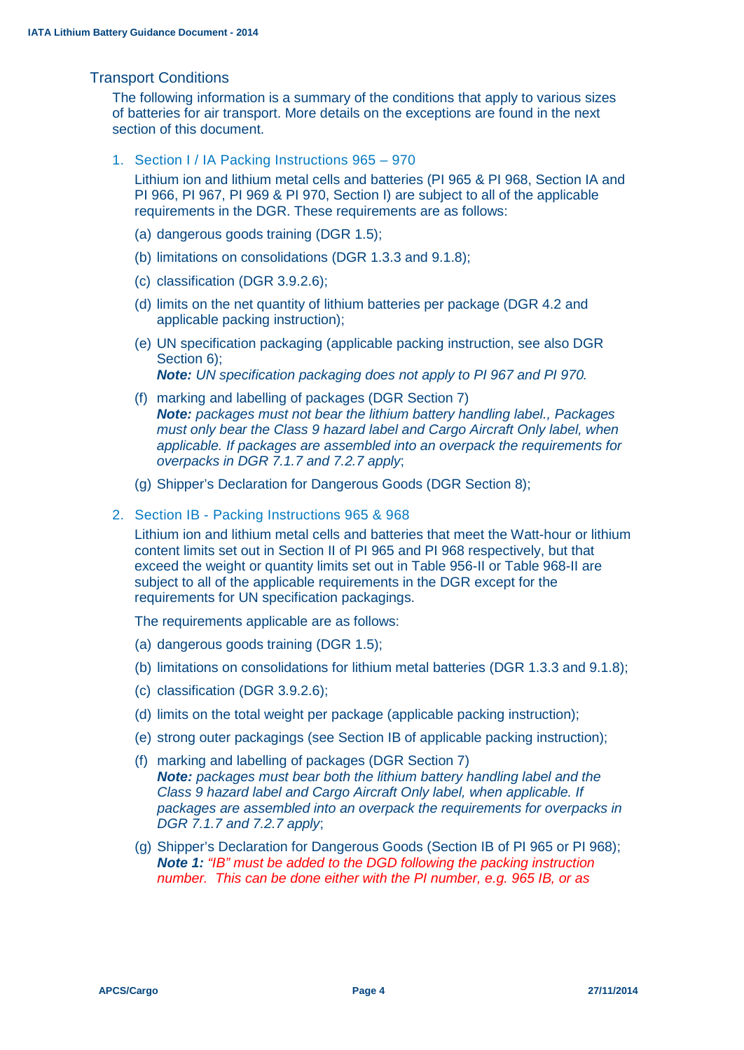## Transport Conditions

The following information is a summary of the conditions that apply to various sizes of batteries for air transport. More details on the exceptions are found in the next section of this document.

### 1. Section I / IA Packing Instructions 965 – 970

Lithium ion and lithium metal cells and batteries (PI 965 & PI 968, Section IA and PI 966, PI 967, PI 969 & PI 970, Section I) are subject to all of the applicable requirements in the DGR. These requirements are as follows:

(a) dangerous goods training (DGR 1.5);

(b) limitations on consolidations (DGR 1.3.3 and 9.1.8);

(c) classification (DGR 3.9.2.6);

(d) limits on the net quantity of lithium batteries per package (DGR 4.2 and applicable packing instruction);

(e) UN specification packaging (applicable packing instruction, see also DGR Section 6);
***Note:*** *UN specification packaging does not apply to PI 967 and PI 970.*

(f) marking and labelling of packages (DGR Section 7)
***Note:*** *packages must not bear the lithium battery handling label., Packages must only bear the Class 9 hazard label and Cargo Aircraft Only label, when applicable. If packages are assembled into an overpack the requirements for overpacks in DGR 7.1.7 and 7.2.7 apply*;

(g) Shipper's Declaration for Dangerous Goods (DGR Section 8);

### 2. Section IB - Packing Instructions 965 & 968

Lithium ion and lithium metal cells and batteries that meet the Watt-hour or lithium content limits set out in Section II of PI 965 and PI 968 respectively, but that exceed the weight or quantity limits set out in Table 956-II or Table 968-II are subject to all of the applicable requirements in the DGR except for the requirements for UN specification packagings.

The requirements applicable are as follows:

(a) dangerous goods training (DGR 1.5);

(b) limitations on consolidations for lithium metal batteries (DGR 1.3.3 and 9.1.8);

(c) classification (DGR 3.9.2.6);

(d) limits on the total weight per package (applicable packing instruction);

(e) strong outer packagings (see Section IB of applicable packing instruction);

(f) marking and labelling of packages (DGR Section 7)
***Note:*** *packages must bear both the lithium battery handling label and the Class 9 hazard label and Cargo Aircraft Only label, when applicable. If packages are assembled into an overpack the requirements for overpacks in DGR 7.1.7 and 7.2.7 apply*;

(g) Shipper's Declaration for Dangerous Goods (Section IB of PI 965 or PI 968);
***Note 1:*** *"IB" must be added to the DGD following the packing instruction number. This can be done either with the PI number, e.g. 965 IB, or as*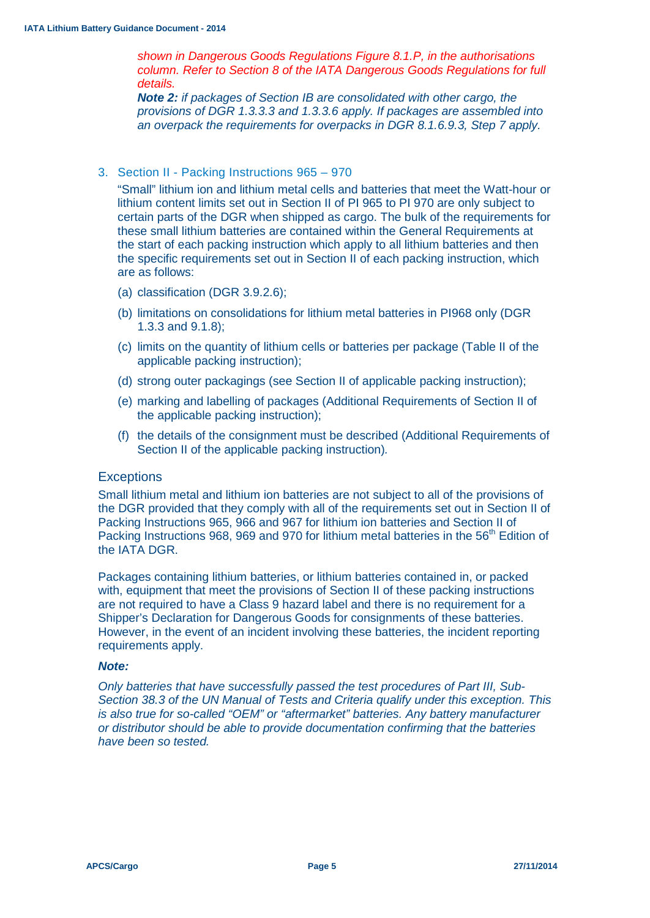*shown in Dangerous Goods Regulations Figure 8.1.P, in the authorisations column. Refer to Section 8 of the IATA Dangerous Goods Regulations for full details.*

***Note 2:*** *if packages of Section IB are consolidated with other cargo, the provisions of DGR 1.3.3.3 and 1.3.3.6 apply. If packages are assembled into an overpack the requirements for overpacks in DGR 8.1.6.9.3, Step 7 apply.*

## 3. Section II - Packing Instructions 965 – 970

"Small" lithium ion and lithium metal cells and batteries that meet the Watt-hour or lithium content limits set out in Section II of PI 965 to PI 970 are only subject to certain parts of the DGR when shipped as cargo. The bulk of the requirements for these small lithium batteries are contained within the General Requirements at the start of each packing instruction which apply to all lithium batteries and then the specific requirements set out in Section II of each packing instruction, which are as follows:

(a) classification (DGR 3.9.2.6);

(b) limitations on consolidations for lithium metal batteries in PI968 only (DGR 1.3.3 and 9.1.8);

(c) limits on the quantity of lithium cells or batteries per package (Table II of the applicable packing instruction);

(d) strong outer packagings (see Section II of applicable packing instruction);

(e) marking and labelling of packages (Additional Requirements of Section II of the applicable packing instruction);

(f) the details of the consignment must be described (Additional Requirements of Section II of the applicable packing instruction).

### Exceptions

Small lithium metal and lithium ion batteries are not subject to all of the provisions of the DGR provided that they comply with all of the requirements set out in Section II of Packing Instructions 965, 966 and 967 for lithium ion batteries and Section II of Packing Instructions 968, 969 and 970 for lithium metal batteries in the 56th Edition of the IATA DGR.

Packages containing lithium batteries, or lithium batteries contained in, or packed with, equipment that meet the provisions of Section II of these packing instructions are not required to have a Class 9 hazard label and there is no requirement for a Shipper's Declaration for Dangerous Goods for consignments of these batteries. However, in the event of an incident involving these batteries, the incident reporting requirements apply.

***Note:***

*Only batteries that have successfully passed the test procedures of Part III, Sub-Section 38.3 of the UN Manual of Tests and Criteria qualify under this exception. This is also true for so-called "OEM" or "aftermarket" batteries. Any battery manufacturer or distributor should be able to provide documentation confirming that the batteries have been so tested.*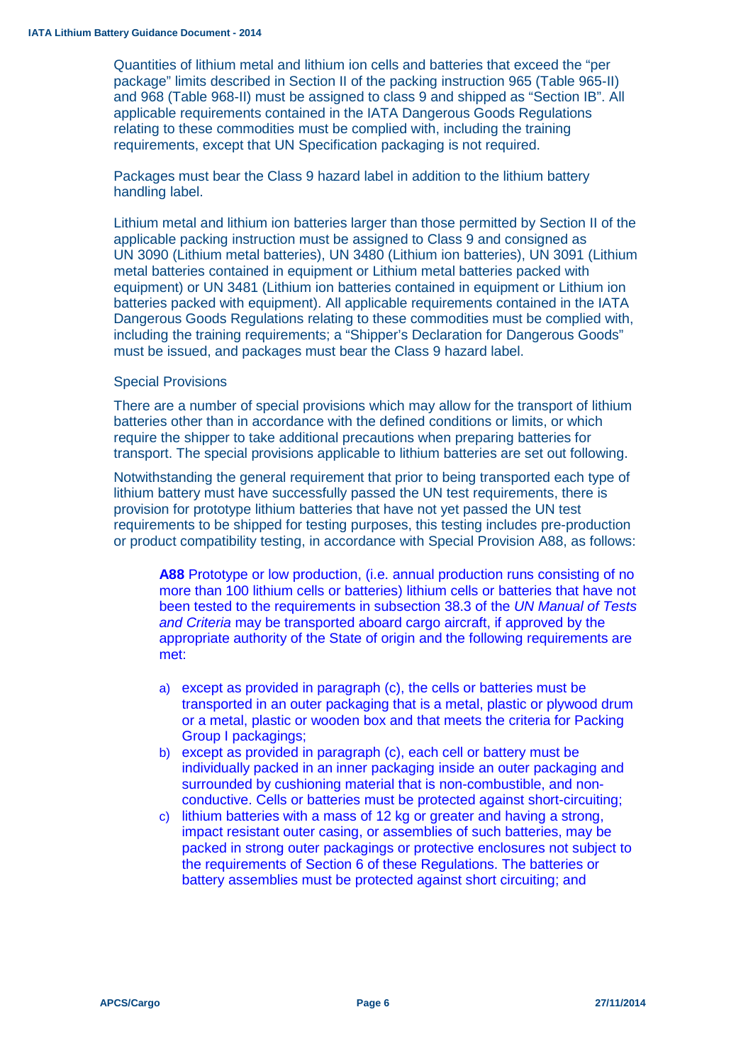Quantities of lithium metal and lithium ion cells and batteries that exceed the "per package" limits described in Section II of the packing instruction 965 (Table 965-II) and 968 (Table 968-II) must be assigned to class 9 and shipped as "Section IB". All applicable requirements contained in the IATA Dangerous Goods Regulations relating to these commodities must be complied with, including the training requirements, except that UN Specification packaging is not required.

Packages must bear the Class 9 hazard label in addition to the lithium battery handling label.

Lithium metal and lithium ion batteries larger than those permitted by Section II of the applicable packing instruction must be assigned to Class 9 and consigned as UN 3090 (Lithium metal batteries), UN 3480 (Lithium ion batteries), UN 3091 (Lithium metal batteries contained in equipment or Lithium metal batteries packed with equipment) or UN 3481 (Lithium ion batteries contained in equipment or Lithium ion batteries packed with equipment). All applicable requirements contained in the IATA Dangerous Goods Regulations relating to these commodities must be complied with, including the training requirements; a "Shipper's Declaration for Dangerous Goods" must be issued, and packages must bear the Class 9 hazard label.

Special Provisions

There are a number of special provisions which may allow for the transport of lithium batteries other than in accordance with the defined conditions or limits, or which require the shipper to take additional precautions when preparing batteries for transport. The special provisions applicable to lithium batteries are set out following.

Notwithstanding the general requirement that prior to being transported each type of lithium battery must have successfully passed the UN test requirements, there is provision for prototype lithium batteries that have not yet passed the UN test requirements to be shipped for testing purposes, this testing includes pre-production or product compatibility testing, in accordance with Special Provision A88, as follows:

> **A88** Prototype or low production, (i.e. annual production runs consisting of no more than 100 lithium cells or batteries) lithium cells or batteries that have not been tested to the requirements in subsection 38.3 of the *UN Manual of Tests and Criteria* may be transported aboard cargo aircraft, if approved by the appropriate authority of the State of origin and the following requirements are met:
>
> a) except as provided in paragraph (c), the cells or batteries must be transported in an outer packaging that is a metal, plastic or plywood drum or a metal, plastic or wooden box and that meets the criteria for Packing Group I packagings;
> b) except as provided in paragraph (c), each cell or battery must be individually packed in an inner packaging inside an outer packaging and surrounded by cushioning material that is non-combustible, and non-conductive. Cells or batteries must be protected against short-circuiting;
> c) lithium batteries with a mass of 12 kg or greater and having a strong, impact resistant outer casing, or assemblies of such batteries, may be packed in strong outer packagings or protective enclosures not subject to the requirements of Section 6 of these Regulations. The batteries or battery assemblies must be protected against short circuiting; and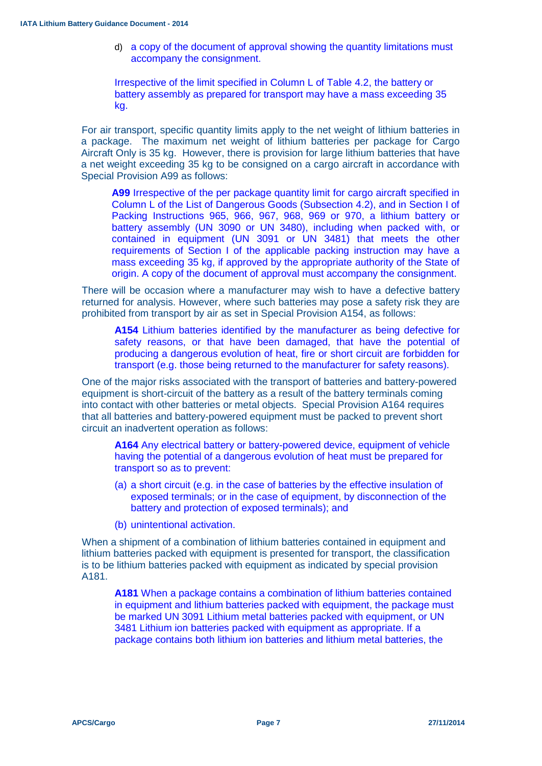d) a copy of the document of approval showing the quantity limitations must accompany the consignment.

Irrespective of the limit specified in Column L of Table 4.2, the battery or battery assembly as prepared for transport may have a mass exceeding 35 kg.

For air transport, specific quantity limits apply to the net weight of lithium batteries in a package. The maximum net weight of lithium batteries per package for Cargo Aircraft Only is 35 kg. However, there is provision for large lithium batteries that have a net weight exceeding 35 kg to be consigned on a cargo aircraft in accordance with Special Provision A99 as follows:

> **A99** Irrespective of the per package quantity limit for cargo aircraft specified in Column L of the List of Dangerous Goods (Subsection 4.2), and in Section I of Packing Instructions 965, 966, 967, 968, 969 or 970, a lithium battery or battery assembly (UN 3090 or UN 3480), including when packed with, or contained in equipment (UN 3091 or UN 3481) that meets the other requirements of Section I of the applicable packing instruction may have a mass exceeding 35 kg, if approved by the appropriate authority of the State of origin. A copy of the document of approval must accompany the consignment.

There will be occasion where a manufacturer may wish to have a defective battery returned for analysis. However, where such batteries may pose a safety risk they are prohibited from transport by air as set in Special Provision A154, as follows:

> **A154** Lithium batteries identified by the manufacturer as being defective for safety reasons, or that have been damaged, that have the potential of producing a dangerous evolution of heat, fire or short circuit are forbidden for transport (e.g. those being returned to the manufacturer for safety reasons).

One of the major risks associated with the transport of batteries and battery-powered equipment is short-circuit of the battery as a result of the battery terminals coming into contact with other batteries or metal objects. Special Provision A164 requires that all batteries and battery-powered equipment must be packed to prevent short circuit an inadvertent operation as follows:

> **A164** Any electrical battery or battery-powered device, equipment of vehicle having the potential of a dangerous evolution of heat must be prepared for transport so as to prevent:
>
> (a) a short circuit (e.g. in the case of batteries by the effective insulation of exposed terminals; or in the case of equipment, by disconnection of the battery and protection of exposed terminals); and
>
> (b) unintentional activation.

When a shipment of a combination of lithium batteries contained in equipment and lithium batteries packed with equipment is presented for transport, the classification is to be lithium batteries packed with equipment as indicated by special provision A181.

> **A181** When a package contains a combination of lithium batteries contained in equipment and lithium batteries packed with equipment, the package must be marked UN 3091 Lithium metal batteries packed with equipment, or UN 3481 Lithium ion batteries packed with equipment as appropriate. If a package contains both lithium ion batteries and lithium metal batteries, the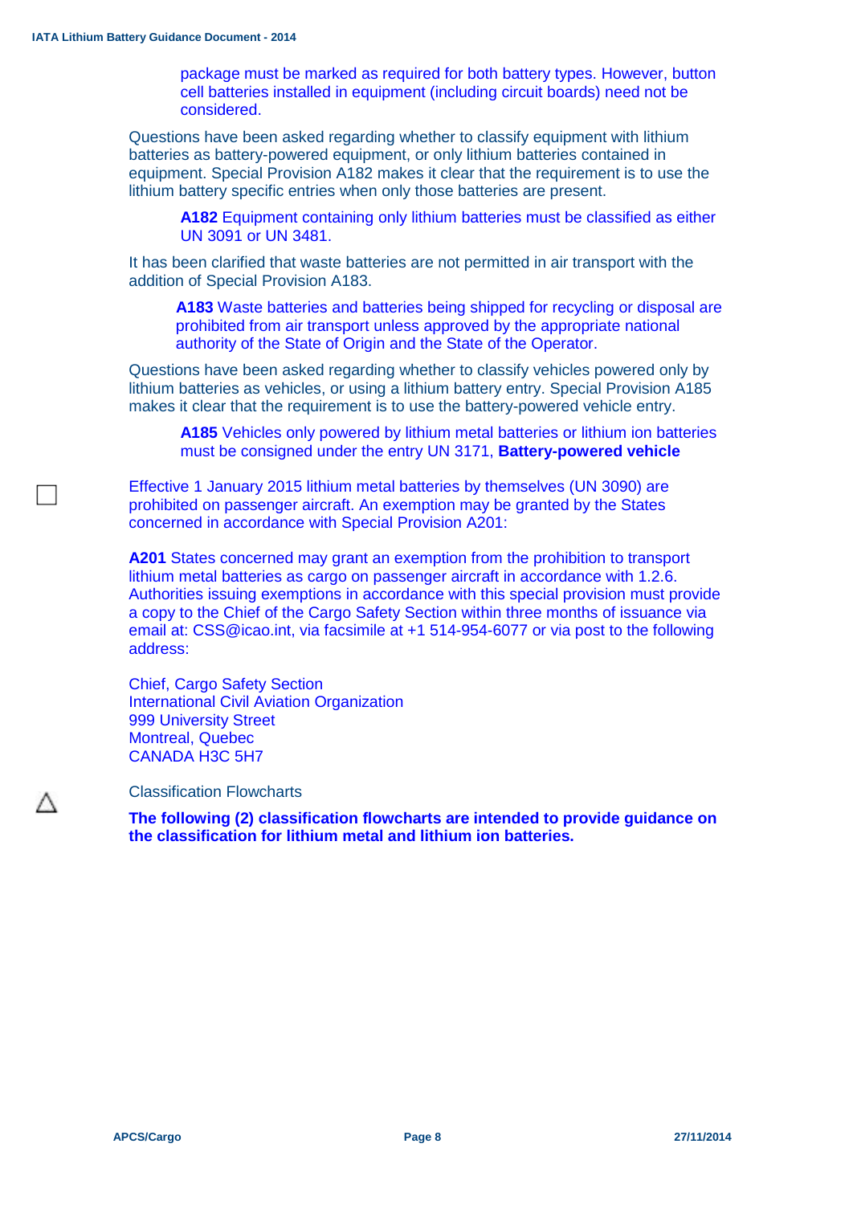package must be marked as required for both battery types. However, button cell batteries installed in equipment (including circuit boards) need not be considered.

Questions have been asked regarding whether to classify equipment with lithium batteries as battery-powered equipment, or only lithium batteries contained in equipment. Special Provision A182 makes it clear that the requirement is to use the lithium battery specific entries when only those batteries are present.

> **A182** Equipment containing only lithium batteries must be classified as either UN 3091 or UN 3481.

It has been clarified that waste batteries are not permitted in air transport with the addition of Special Provision A183.

> **A183** Waste batteries and batteries being shipped for recycling or disposal are prohibited from air transport unless approved by the appropriate national authority of the State of Origin and the State of the Operator.

Questions have been asked regarding whether to classify vehicles powered only by lithium batteries as vehicles, or using a lithium battery entry. Special Provision A185 makes it clear that the requirement is to use the battery-powered vehicle entry.

> **A185** Vehicles only powered by lithium metal batteries or lithium ion batteries must be consigned under the entry UN 3171, **Battery-powered vehicle**

Effective 1 January 2015 lithium metal batteries by themselves (UN 3090) are prohibited on passenger aircraft. An exemption may be granted by the States concerned in accordance with Special Provision A201:

**A201** States concerned may grant an exemption from the prohibition to transport lithium metal batteries as cargo on passenger aircraft in accordance with 1.2.6. Authorities issuing exemptions in accordance with this special provision must provide a copy to the Chief of the Cargo Safety Section within three months of issuance via email at: CSS@icao.int, via facsimile at +1 514-954-6077 or via post to the following address:

Chief, Cargo Safety Section
International Civil Aviation Organization
999 University Street
Montreal, Quebec
CANADA H3C 5H7

Classification Flowcharts

**The following (2) classification flowcharts are intended to provide guidance on the classification for lithium metal and lithium ion batteries.**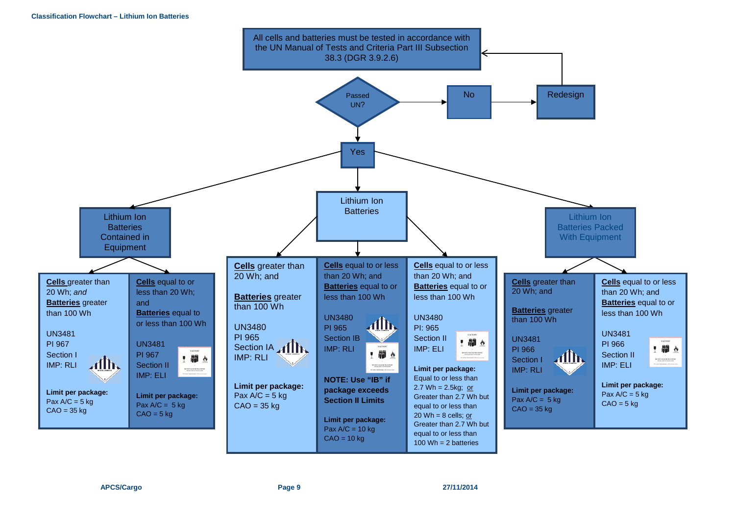**Classification Flowchart – Lithium Ion Batteries**

All cells and batteries must be tested in accordance with the UN Manual of Tests and Criteria Part III Subsection 38.3 (DGR 3.9.2.6)

Passed UN?

- No → Redesign → (back to testing)
- Yes →

## Lithium Ion Batteries Contained in Equipment

| **Cells** greater than 20 Wh; *and* **Batteries** greater than 100 Wh | **Cells** equal to or less than 20 Wh; and **Batteries** equal to or less than 100 Wh |
|---|---|
| UN3481<br>PI 967<br>Section I<br>IMP: RLI | UN3481<br>PI 967<br>Section II<br>IMP: ELI |
| **Limit per package:**<br>Pax A/C = 5 kg<br>CAO = 35 kg | **Limit per package:**<br>Pax A/C = 5 kg<br>CAO = 5 kg |

## Lithium Ion Batteries

| **Cells** greater than 20 Wh; and **Batteries** greater than 100 Wh | **Cells** equal to or less than 20 Wh; and **Batteries** equal to or less than 100 Wh | **Cells** equal to or less than 20 Wh; and **Batteries** equal to or less than 100 Wh |
|---|---|---|
| UN3480<br>PI 965<br>Section IA<br>IMP: RLI | UN3480<br>PI 965<br>Section IB<br>IMP: RLI<br><br>**NOTE: Use "IB" if package exceeds Section II Limits** | UN3480<br>PI: 965<br>Section II<br>IMP: ELI |
| **Limit per package:**<br>Pax A/C = 5 kg<br>CAO = 35 kg | **Limit per package:**<br>Pax A/C = 10 kg<br>CAO = 10 kg | **Limit per package:**<br>Equal to or less than 2.7 Wh = 2.5kg; or<br>Greater than 2.7 Wh but equal to or less than 20 Wh = 8 cells; or<br>Greater than 2.7 Wh but equal to or less than 100 Wh = 2 batteries |

## Lithium Ion Batteries Packed With Equipment

| **Cells** greater than 20 Wh; and **Batteries** greater than 100 Wh | **Cells** equal to or less than 20 Wh; and **Batteries** equal to or less than 100 Wh |
|---|---|
| UN3481<br>PI 966<br>Section I<br>IMP: RLI | UN3481<br>PI 966<br>Section II<br>IMP: ELI |
| **Limit per package:**<br>Pax A/C = 5 kg<br>CAO = 35 kg | **Limit per package:**<br>Pax A/C = 5 kg<br>CAO = 5 kg |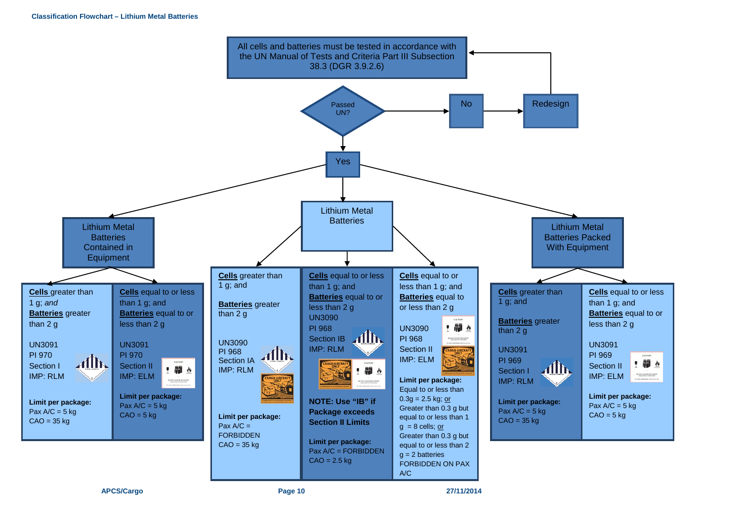**Classification Flowchart – Lithium Metal Batteries**

All cells and batteries must be tested in accordance with the UN Manual of Tests and Criteria Part III Subsection 38.3 (DGR 3.9.2.6)

Passed UN?

- No → Redesign → (return to testing)
- Yes →

## Lithium Metal Batteries Contained in Equipment

| **Cells** greater than 1 g; *and* **Batteries** greater than 2 g | **Cells** equal to or less than 1 g; and **Batteries** equal to or less than 2 g |
|---|---|
| UN3091<br>PI 970<br>Section I<br>IMP: RLM | UN3091<br>PI 970<br>Section II<br>IMP: ELM |
| **Limit per package:**<br>Pax A/C = 5 kg<br>CAO = 35 kg | **Limit per package:**<br>Pax A/C = 5 kg<br>CAO = 5 kg |

## Lithium Metal Batteries

| **Cells** greater than 1 g; and **Batteries** greater than 2 g | **Cells** equal to or less than 1 g; and **Batteries** equal to or less than 2 g | **Cells** equal to or less than 1 g; and **Batteries** equal to or less than 2 g |
|---|---|---|
| UN3090<br>PI 968<br>Section IA<br>IMP: RLM | UN3090<br>PI 968<br>Section IB<br>IMP: RLM<br><br>**NOTE: Use "IB" if Package exceeds Section II Limits** | UN3090<br>PI 968<br>Section II<br>IMP: ELM |
| **Limit per package:**<br>Pax A/C = FORBIDDEN<br>CAO = 35 kg | **Limit per package:**<br>Pax A/C = FORBIDDEN<br>CAO = 2.5 kg | **Limit per package:**<br>Equal to or less than 0.3g = 2.5 kg; or<br>Greater than 0.3 g but equal to or less than 1 g = 8 cells; or<br>Greater than 0.3 g but equal to or less than 2 g = 2 batteries<br>FORBIDDEN ON PAX A/C |

## Lithium Metal Batteries Packed With Equipment

| **Cells** greater than 1 g; and **Batteries** greater than 2 g | **Cells** equal to or less than 1 g; and **Batteries** equal to or less than 2 g |
|---|---|
| UN3091<br>PI 969<br>Section I<br>IMP: RLM | UN3091<br>PI 969<br>Section II<br>IMP: ELM |
| **Limit per package:**<br>Pax A/C = 5 kg<br>CAO = 35 kg | **Limit per package:**<br>Pax A/C = 5 kg<br>CAO = 5 kg |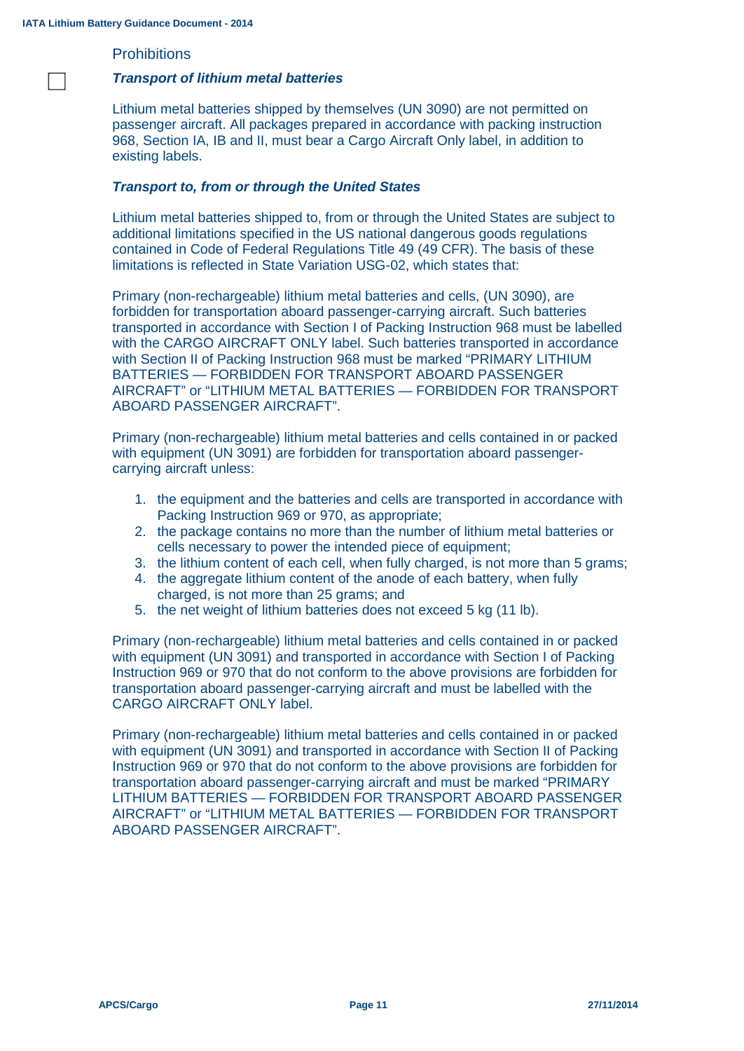## Prohibitions

☐ ***Transport of lithium metal batteries***

Lithium metal batteries shipped by themselves (UN 3090) are not permitted on passenger aircraft. All packages prepared in accordance with packing instruction 968, Section IA, IB and II, must bear a Cargo Aircraft Only label, in addition to existing labels.

***Transport to, from or through the United States***

Lithium metal batteries shipped to, from or through the United States are subject to additional limitations specified in the US national dangerous goods regulations contained in Code of Federal Regulations Title 49 (49 CFR). The basis of these limitations is reflected in State Variation USG-02, which states that:

Primary (non-rechargeable) lithium metal batteries and cells, (UN 3090), are forbidden for transportation aboard passenger-carrying aircraft. Such batteries transported in accordance with Section I of Packing Instruction 968 must be labelled with the CARGO AIRCRAFT ONLY label. Such batteries transported in accordance with Section II of Packing Instruction 968 must be marked "PRIMARY LITHIUM BATTERIES — FORBIDDEN FOR TRANSPORT ABOARD PASSENGER AIRCRAFT" or "LITHIUM METAL BATTERIES — FORBIDDEN FOR TRANSPORT ABOARD PASSENGER AIRCRAFT".

Primary (non-rechargeable) lithium metal batteries and cells contained in or packed with equipment (UN 3091) are forbidden for transportation aboard passenger-carrying aircraft unless:

1. the equipment and the batteries and cells are transported in accordance with Packing Instruction 969 or 970, as appropriate;
2. the package contains no more than the number of lithium metal batteries or cells necessary to power the intended piece of equipment;
3. the lithium content of each cell, when fully charged, is not more than 5 grams;
4. the aggregate lithium content of the anode of each battery, when fully charged, is not more than 25 grams; and
5. the net weight of lithium batteries does not exceed 5 kg (11 lb).

Primary (non-rechargeable) lithium metal batteries and cells contained in or packed with equipment (UN 3091) and transported in accordance with Section I of Packing Instruction 969 or 970 that do not conform to the above provisions are forbidden for transportation aboard passenger-carrying aircraft and must be labelled with the CARGO AIRCRAFT ONLY label.

Primary (non-rechargeable) lithium metal batteries and cells contained in or packed with equipment (UN 3091) and transported in accordance with Section II of Packing Instruction 969 or 970 that do not conform to the above provisions are forbidden for transportation aboard passenger-carrying aircraft and must be marked "PRIMARY LITHIUM BATTERIES — FORBIDDEN FOR TRANSPORT ABOARD PASSENGER AIRCRAFT" or "LITHIUM METAL BATTERIES — FORBIDDEN FOR TRANSPORT ABOARD PASSENGER AIRCRAFT".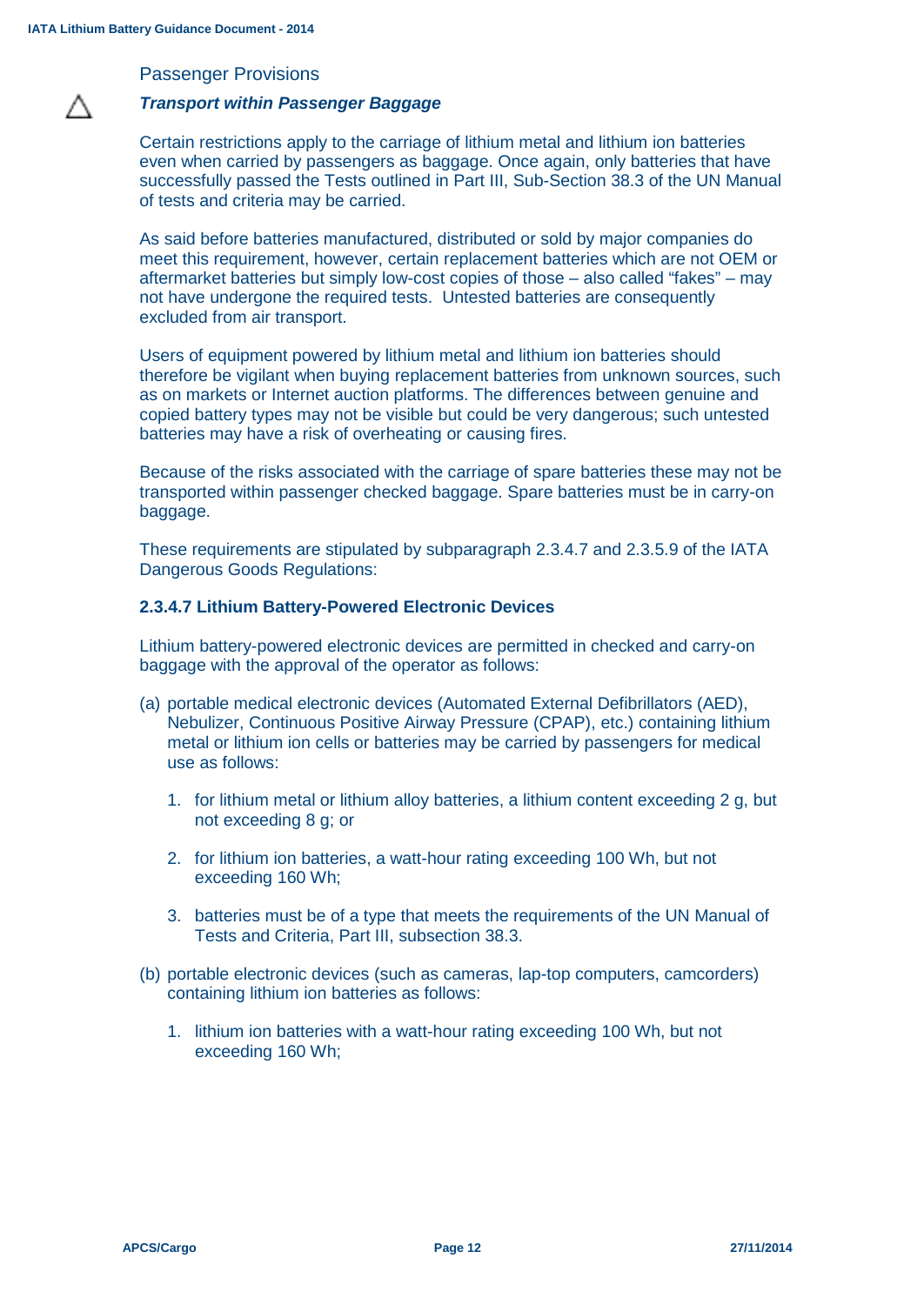## Passenger Provisions

### ⚠ *Transport within Passenger Baggage*

Certain restrictions apply to the carriage of lithium metal and lithium ion batteries even when carried by passengers as baggage. Once again, only batteries that have successfully passed the Tests outlined in Part III, Sub-Section 38.3 of the UN Manual of tests and criteria may be carried.

As said before batteries manufactured, distributed or sold by major companies do meet this requirement, however, certain replacement batteries which are not OEM or aftermarket batteries but simply low-cost copies of those – also called "fakes" – may not have undergone the required tests. Untested batteries are consequently excluded from air transport.

Users of equipment powered by lithium metal and lithium ion batteries should therefore be vigilant when buying replacement batteries from unknown sources, such as on markets or Internet auction platforms. The differences between genuine and copied battery types may not be visible but could be very dangerous; such untested batteries may have a risk of overheating or causing fires.

Because of the risks associated with the carriage of spare batteries these may not be transported within passenger checked baggage. Spare batteries must be in carry-on baggage.

These requirements are stipulated by subparagraph 2.3.4.7 and 2.3.5.9 of the IATA Dangerous Goods Regulations:

#### 2.3.4.7 Lithium Battery-Powered Electronic Devices

Lithium battery-powered electronic devices are permitted in checked and carry-on baggage with the approval of the operator as follows:

(a) portable medical electronic devices (Automated External Defibrillators (AED), Nebulizer, Continuous Positive Airway Pressure (CPAP), etc.) containing lithium metal or lithium ion cells or batteries may be carried by passengers for medical use as follows:

1. for lithium metal or lithium alloy batteries, a lithium content exceeding 2 g, but not exceeding 8 g; or
2. for lithium ion batteries, a watt-hour rating exceeding 100 Wh, but not exceeding 160 Wh;
3. batteries must be of a type that meets the requirements of the UN Manual of Tests and Criteria, Part III, subsection 38.3.

(b) portable electronic devices (such as cameras, lap-top computers, camcorders) containing lithium ion batteries as follows:

1. lithium ion batteries with a watt-hour rating exceeding 100 Wh, but not exceeding 160 Wh;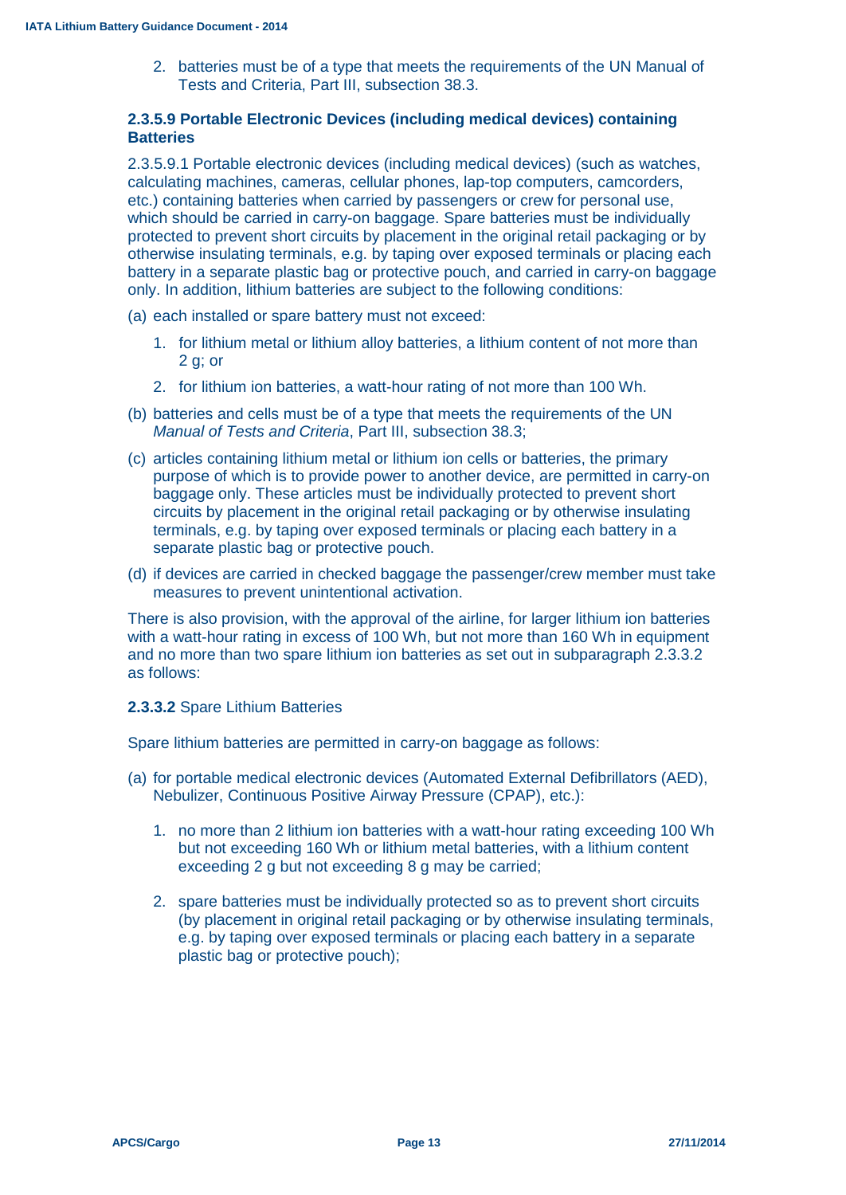2. batteries must be of a type that meets the requirements of the UN Manual of Tests and Criteria, Part III, subsection 38.3.

### 2.3.5.9 Portable Electronic Devices (including medical devices) containing Batteries

2.3.5.9.1 Portable electronic devices (including medical devices) (such as watches, calculating machines, cameras, cellular phones, lap-top computers, camcorders, etc.) containing batteries when carried by passengers or crew for personal use, which should be carried in carry-on baggage. Spare batteries must be individually protected to prevent short circuits by placement in the original retail packaging or by otherwise insulating terminals, e.g. by taping over exposed terminals or placing each battery in a separate plastic bag or protective pouch, and carried in carry-on baggage only. In addition, lithium batteries are subject to the following conditions:

(a) each installed or spare battery must not exceed:

1. for lithium metal or lithium alloy batteries, a lithium content of not more than 2 g; or
2. for lithium ion batteries, a watt-hour rating of not more than 100 Wh.

(b) batteries and cells must be of a type that meets the requirements of the UN *Manual of Tests and Criteria*, Part III, subsection 38.3;

(c) articles containing lithium metal or lithium ion cells or batteries, the primary purpose of which is to provide power to another device, are permitted in carry-on baggage only. These articles must be individually protected to prevent short circuits by placement in the original retail packaging or by otherwise insulating terminals, e.g. by taping over exposed terminals or placing each battery in a separate plastic bag or protective pouch.

(d) if devices are carried in checked baggage the passenger/crew member must take measures to prevent unintentional activation.

There is also provision, with the approval of the airline, for larger lithium ion batteries with a watt-hour rating in excess of 100 Wh, but not more than 160 Wh in equipment and no more than two spare lithium ion batteries as set out in subparagraph 2.3.3.2 as follows:

**2.3.3.2** Spare Lithium Batteries

Spare lithium batteries are permitted in carry-on baggage as follows:

(a) for portable medical electronic devices (Automated External Defibrillators (AED), Nebulizer, Continuous Positive Airway Pressure (CPAP), etc.):

1. no more than 2 lithium ion batteries with a watt-hour rating exceeding 100 Wh but not exceeding 160 Wh or lithium metal batteries, with a lithium content exceeding 2 g but not exceeding 8 g may be carried;
2. spare batteries must be individually protected so as to prevent short circuits (by placement in original retail packaging or by otherwise insulating terminals, e.g. by taping over exposed terminals or placing each battery in a separate plastic bag or protective pouch);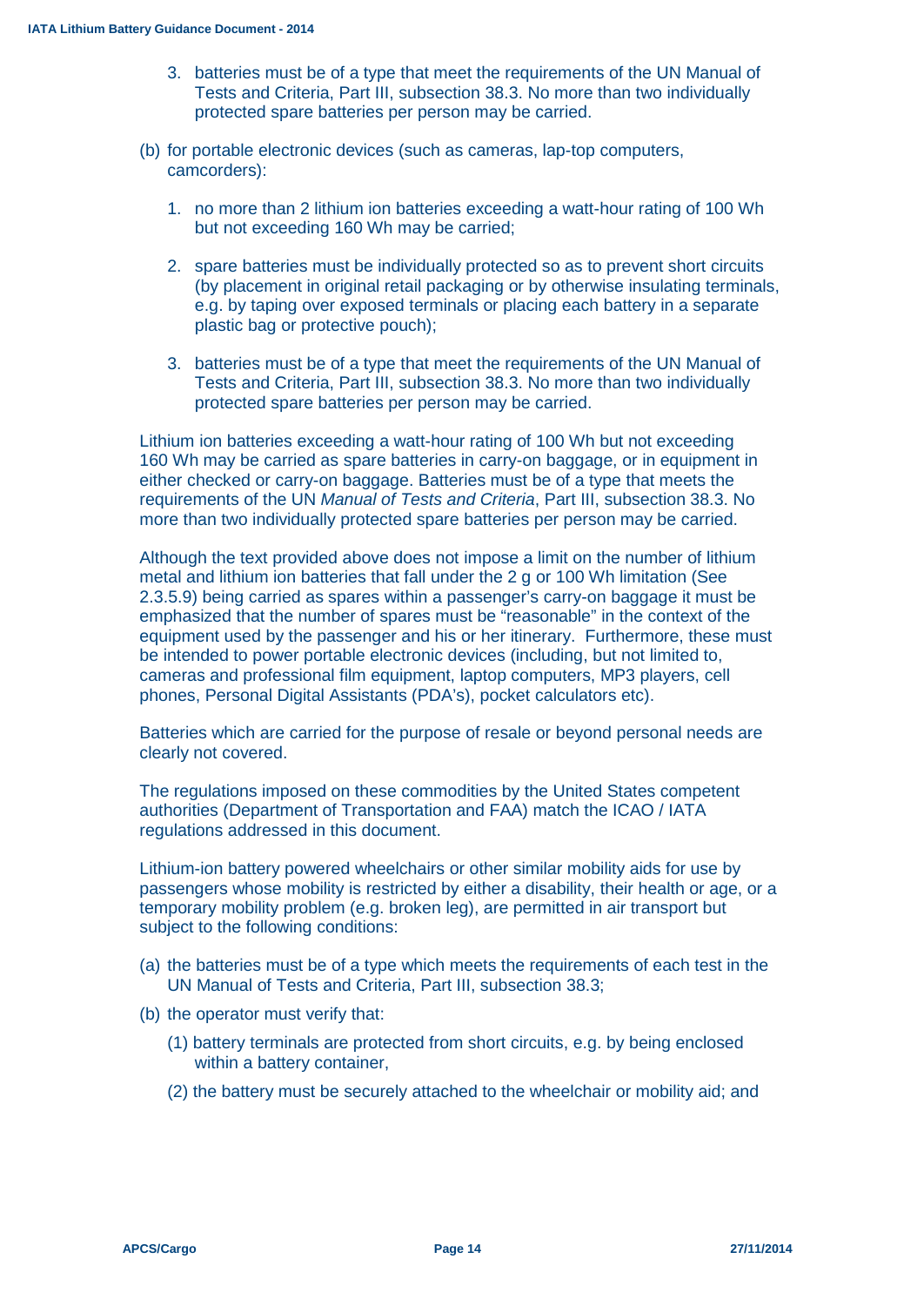3. batteries must be of a type that meet the requirements of the UN Manual of Tests and Criteria, Part III, subsection 38.3. No more than two individually protected spare batteries per person may be carried.

(b) for portable electronic devices (such as cameras, lap-top computers, camcorders):

1. no more than 2 lithium ion batteries exceeding a watt-hour rating of 100 Wh but not exceeding 160 Wh may be carried;

2. spare batteries must be individually protected so as to prevent short circuits (by placement in original retail packaging or by otherwise insulating terminals, e.g. by taping over exposed terminals or placing each battery in a separate plastic bag or protective pouch);

3. batteries must be of a type that meet the requirements of the UN Manual of Tests and Criteria, Part III, subsection 38.3. No more than two individually protected spare batteries per person may be carried.

Lithium ion batteries exceeding a watt-hour rating of 100 Wh but not exceeding 160 Wh may be carried as spare batteries in carry-on baggage, or in equipment in either checked or carry-on baggage. Batteries must be of a type that meets the requirements of the UN *Manual of Tests and Criteria*, Part III, subsection 38.3. No more than two individually protected spare batteries per person may be carried.

Although the text provided above does not impose a limit on the number of lithium metal and lithium ion batteries that fall under the 2 g or 100 Wh limitation (See 2.3.5.9) being carried as spares within a passenger's carry-on baggage it must be emphasized that the number of spares must be "reasonable" in the context of the equipment used by the passenger and his or her itinerary. Furthermore, these must be intended to power portable electronic devices (including, but not limited to, cameras and professional film equipment, laptop computers, MP3 players, cell phones, Personal Digital Assistants (PDA's), pocket calculators etc).

Batteries which are carried for the purpose of resale or beyond personal needs are clearly not covered.

The regulations imposed on these commodities by the United States competent authorities (Department of Transportation and FAA) match the ICAO / IATA regulations addressed in this document.

Lithium-ion battery powered wheelchairs or other similar mobility aids for use by passengers whose mobility is restricted by either a disability, their health or age, or a temporary mobility problem (e.g. broken leg), are permitted in air transport but subject to the following conditions:

(a) the batteries must be of a type which meets the requirements of each test in the UN Manual of Tests and Criteria, Part III, subsection 38.3;

(b) the operator must verify that:

(1) battery terminals are protected from short circuits, e.g. by being enclosed within a battery container,

(2) the battery must be securely attached to the wheelchair or mobility aid; and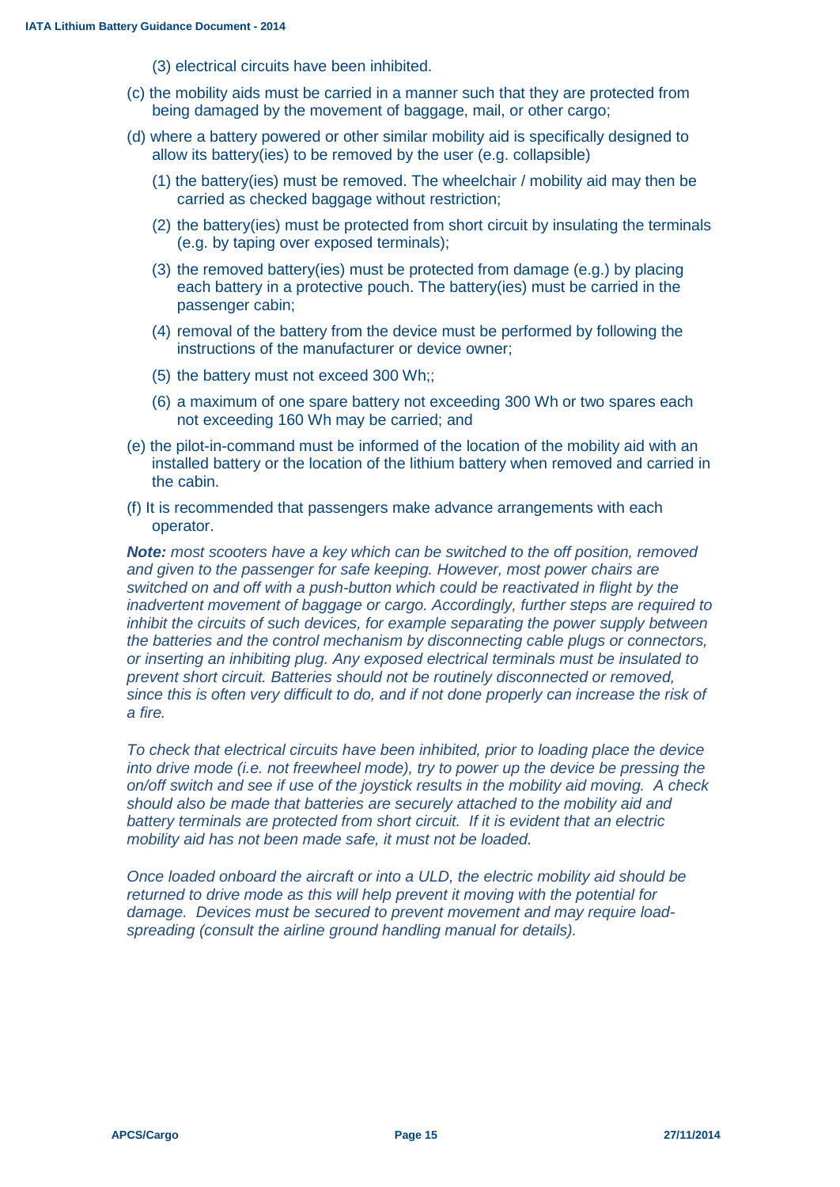(3) electrical circuits have been inhibited.

(c) the mobility aids must be carried in a manner such that they are protected from being damaged by the movement of baggage, mail, or other cargo;

(d) where a battery powered or other similar mobility aid is specifically designed to allow its battery(ies) to be removed by the user (e.g. collapsible)

(1) the battery(ies) must be removed. The wheelchair / mobility aid may then be carried as checked baggage without restriction;

(2) the battery(ies) must be protected from short circuit by insulating the terminals (e.g. by taping over exposed terminals);

(3) the removed battery(ies) must be protected from damage (e.g.) by placing each battery in a protective pouch. The battery(ies) must be carried in the passenger cabin;

(4) removal of the battery from the device must be performed by following the instructions of the manufacturer or device owner;

(5) the battery must not exceed 300 Wh;;

(6) a maximum of one spare battery not exceeding 300 Wh or two spares each not exceeding 160 Wh may be carried; and

(e) the pilot-in-command must be informed of the location of the mobility aid with an installed battery or the location of the lithium battery when removed and carried in the cabin.

(f) It is recommended that passengers make advance arrangements with each operator.

***Note:*** *most scooters have a key which can be switched to the off position, removed and given to the passenger for safe keeping. However, most power chairs are switched on and off with a push-button which could be reactivated in flight by the inadvertent movement of baggage or cargo. Accordingly, further steps are required to inhibit the circuits of such devices, for example separating the power supply between the batteries and the control mechanism by disconnecting cable plugs or connectors, or inserting an inhibiting plug. Any exposed electrical terminals must be insulated to prevent short circuit. Batteries should not be routinely disconnected or removed, since this is often very difficult to do, and if not done properly can increase the risk of a fire.*

*To check that electrical circuits have been inhibited, prior to loading place the device into drive mode (i.e. not freewheel mode), try to power up the device be pressing the on/off switch and see if use of the joystick results in the mobility aid moving. A check should also be made that batteries are securely attached to the mobility aid and battery terminals are protected from short circuit. If it is evident that an electric mobility aid has not been made safe, it must not be loaded.*

*Once loaded onboard the aircraft or into a ULD, the electric mobility aid should be returned to drive mode as this will help prevent it moving with the potential for damage. Devices must be secured to prevent movement and may require load-spreading (consult the airline ground handling manual for details).*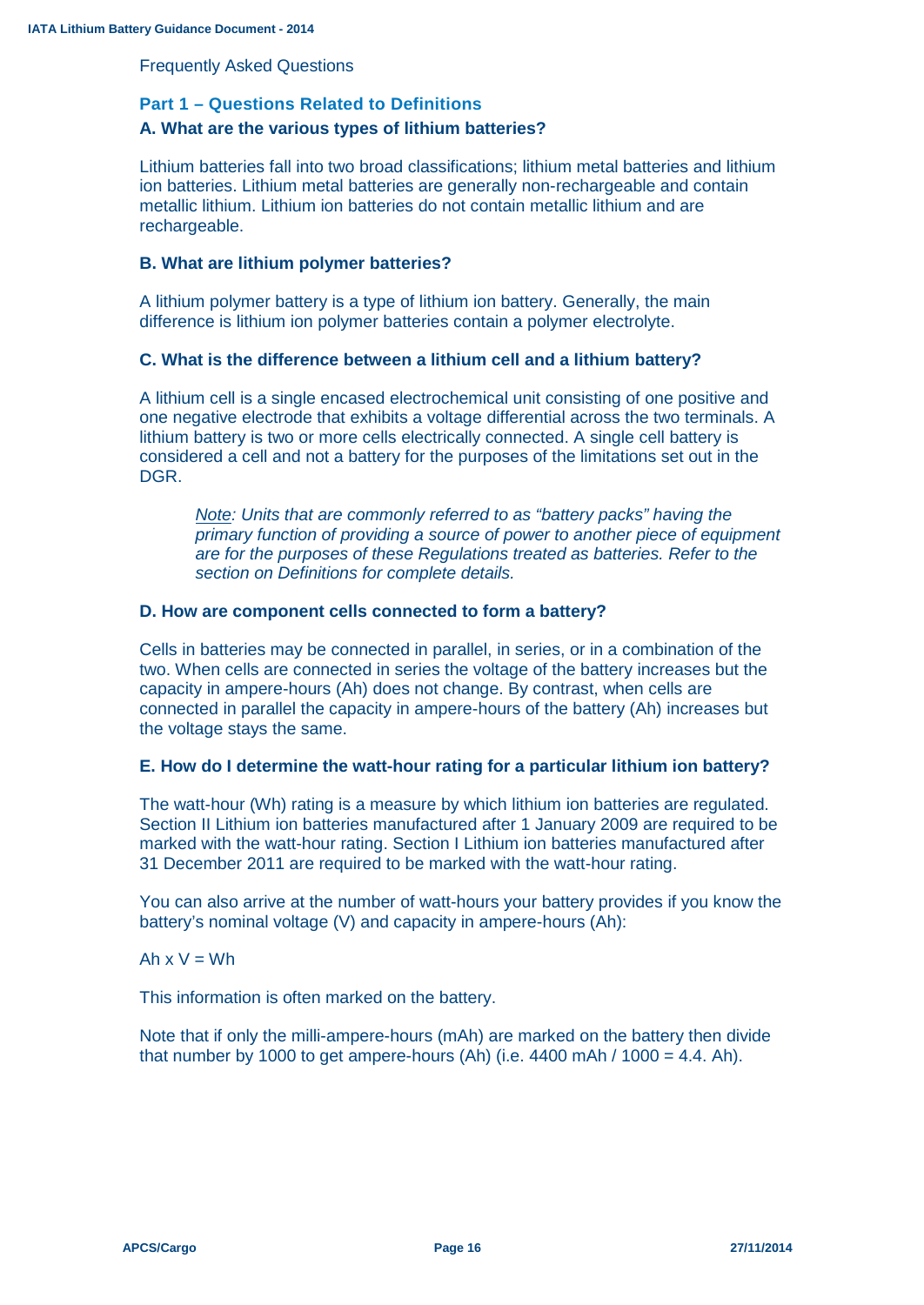Frequently Asked Questions

## Part 1 – Questions Related to Definitions

### A. What are the various types of lithium batteries?

Lithium batteries fall into two broad classifications; lithium metal batteries and lithium ion batteries. Lithium metal batteries are generally non-rechargeable and contain metallic lithium. Lithium ion batteries do not contain metallic lithium and are rechargeable.

### B. What are lithium polymer batteries?

A lithium polymer battery is a type of lithium ion battery. Generally, the main difference is lithium ion polymer batteries contain a polymer electrolyte.

### C. What is the difference between a lithium cell and a lithium battery?

A lithium cell is a single encased electrochemical unit consisting of one positive and one negative electrode that exhibits a voltage differential across the two terminals. A lithium battery is two or more cells electrically connected. A single cell battery is considered a cell and not a battery for the purposes of the limitations set out in the DGR.

> *Note: Units that are commonly referred to as "battery packs" having the primary function of providing a source of power to another piece of equipment are for the purposes of these Regulations treated as batteries. Refer to the section on Definitions for complete details.*

### D. How are component cells connected to form a battery?

Cells in batteries may be connected in parallel, in series, or in a combination of the two. When cells are connected in series the voltage of the battery increases but the capacity in ampere-hours (Ah) does not change. By contrast, when cells are connected in parallel the capacity in ampere-hours of the battery (Ah) increases but the voltage stays the same.

### E. How do I determine the watt-hour rating for a particular lithium ion battery?

The watt-hour (Wh) rating is a measure by which lithium ion batteries are regulated. Section II Lithium ion batteries manufactured after 1 January 2009 are required to be marked with the watt-hour rating. Section I Lithium ion batteries manufactured after 31 December 2011 are required to be marked with the watt-hour rating.

You can also arrive at the number of watt-hours your battery provides if you know the battery's nominal voltage (V) and capacity in ampere-hours (Ah):

Ah x V = Wh

This information is often marked on the battery.

Note that if only the milli-ampere-hours (mAh) are marked on the battery then divide that number by 1000 to get ampere-hours (Ah) (i.e. 4400 mAh / 1000 = 4.4. Ah).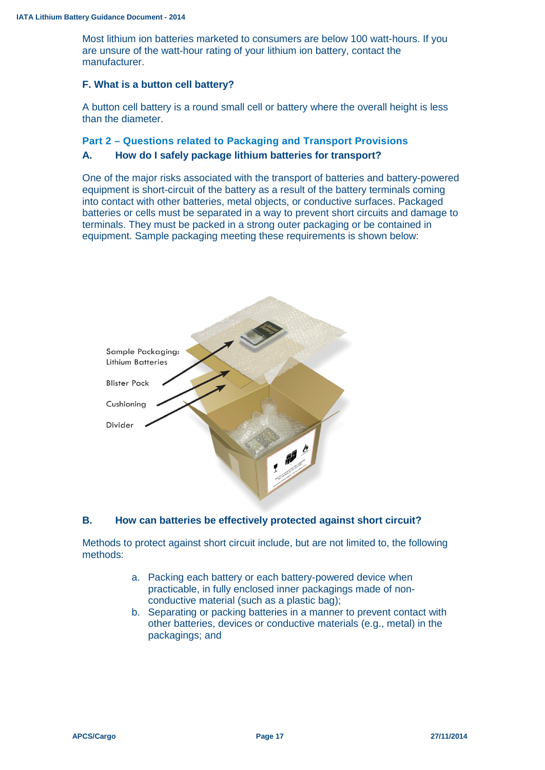Most lithium ion batteries marketed to consumers are below 100 watt-hours. If you are unsure of the watt-hour rating of your lithium ion battery, contact the manufacturer.

### F. What is a button cell battery?

A button cell battery is a round small cell or battery where the overall height is less than the diameter.

## Part 2 – Questions related to Packaging and Transport Provisions

### A. How do I safely package lithium batteries for transport?

One of the major risks associated with the transport of batteries and battery-powered equipment is short-circuit of the battery as a result of the battery terminals coming into contact with other batteries, metal objects, or conductive surfaces. Packaged batteries or cells must be separated in a way to prevent short circuits and damage to terminals. They must be packed in a strong outer packaging or be contained in equipment. Sample packaging meeting these requirements is shown below:

Sample Packaging: Lithium Batteries

Blister Pack

Cushioning

Divider

### B. How can batteries be effectively protected against short circuit?

Methods to protect against short circuit include, but are not limited to, the following methods:

a. Packing each battery or each battery-powered device when practicable, in fully enclosed inner packagings made of non-conductive material (such as a plastic bag);
b. Separating or packing batteries in a manner to prevent contact with other batteries, devices or conductive materials (e.g., metal) in the packagings; and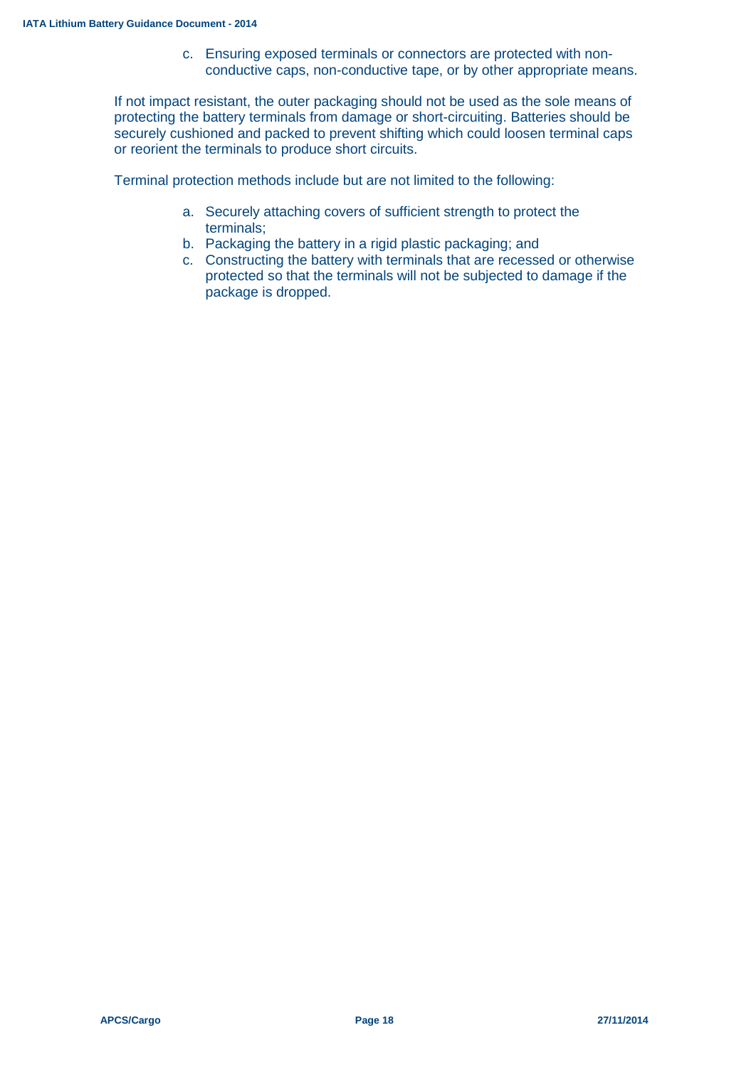c. Ensuring exposed terminals or connectors are protected with non-conductive caps, non-conductive tape, or by other appropriate means.

If not impact resistant, the outer packaging should not be used as the sole means of protecting the battery terminals from damage or short-circuiting. Batteries should be securely cushioned and packed to prevent shifting which could loosen terminal caps or reorient the terminals to produce short circuits.

Terminal protection methods include but are not limited to the following:

a. Securely attaching covers of sufficient strength to protect the terminals;
b. Packaging the battery in a rigid plastic packaging; and
c. Constructing the battery with terminals that are recessed or otherwise protected so that the terminals will not be subjected to damage if the package is dropped.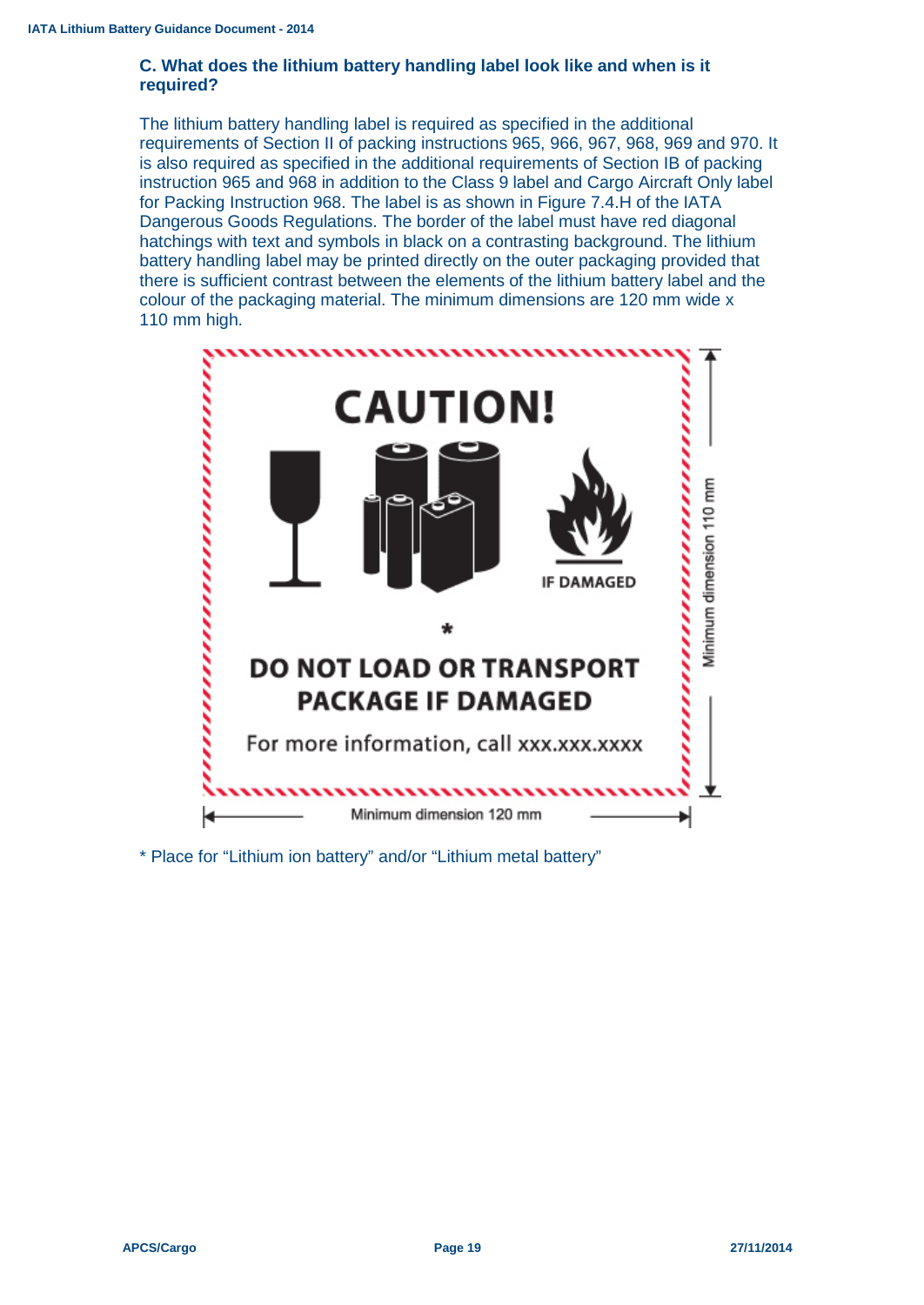### C. What does the lithium battery handling label look like and when is it required?

The lithium battery handling label is required as specified in the additional requirements of Section II of packing instructions 965, 966, 967, 968, 969 and 970. It is also required as specified in the additional requirements of Section IB of packing instruction 965 and 968 in addition to the Class 9 label and Cargo Aircraft Only label for Packing Instruction 968. The label is as shown in Figure 7.4.H of the IATA Dangerous Goods Regulations. The border of the label must have red diagonal hatchings with text and symbols in black on a contrasting background. The lithium battery handling label may be printed directly on the outer packaging provided that there is sufficient contrast between the elements of the lithium battery label and the colour of the packaging material. The minimum dimensions are 120 mm wide x 110 mm high.

CAUTION!

IF DAMAGED

*

DO NOT LOAD OR TRANSPORT PACKAGE IF DAMAGED

For more information, call xxx.xxx.xxxx

Minimum dimension 110 mm

Minimum dimension 120 mm

* Place for "Lithium ion battery" and/or "Lithium metal battery"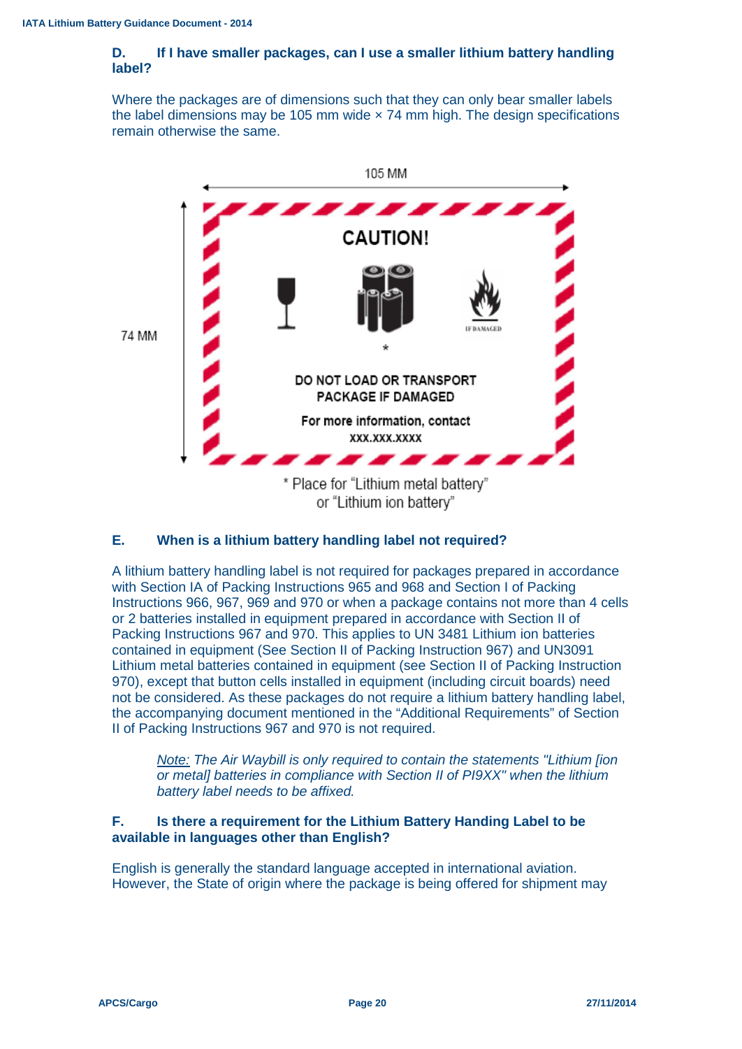**D. If I have smaller packages, can I use a smaller lithium battery handling label?**

Where the packages are of dimensions such that they can only bear smaller labels the label dimensions may be 105 mm wide × 74 mm high. The design specifications remain otherwise the same.

105 MM

74 MM

CAUTION!

IF DAMAGED

*

DO NOT LOAD OR TRANSPORT PACKAGE IF DAMAGED

For more information, contact XXX.XXX.XXXX

* Place for "Lithium metal battery" or "Lithium ion battery"

**E. When is a lithium battery handling label not required?**

A lithium battery handling label is not required for packages prepared in accordance with Section IA of Packing Instructions 965 and 968 and Section I of Packing Instructions 966, 967, 969 and 970 or when a package contains not more than 4 cells or 2 batteries installed in equipment prepared in accordance with Section II of Packing Instructions 967 and 970. This applies to UN 3481 Lithium ion batteries contained in equipment (See Section II of Packing Instruction 967) and UN3091 Lithium metal batteries contained in equipment (see Section II of Packing Instruction 970), except that button cells installed in equipment (including circuit boards) need not be considered. As these packages do not require a lithium battery handling label, the accompanying document mentioned in the "Additional Requirements" of Section II of Packing Instructions 967 and 970 is not required.

> *Note: The Air Waybill is only required to contain the statements "Lithium [ion or metal] batteries in compliance with Section II of PI9XX" when the lithium battery label needs to be affixed.*

**F. Is there a requirement for the Lithium Battery Handing Label to be available in languages other than English?**

English is generally the standard language accepted in international aviation. However, the State of origin where the package is being offered for shipment may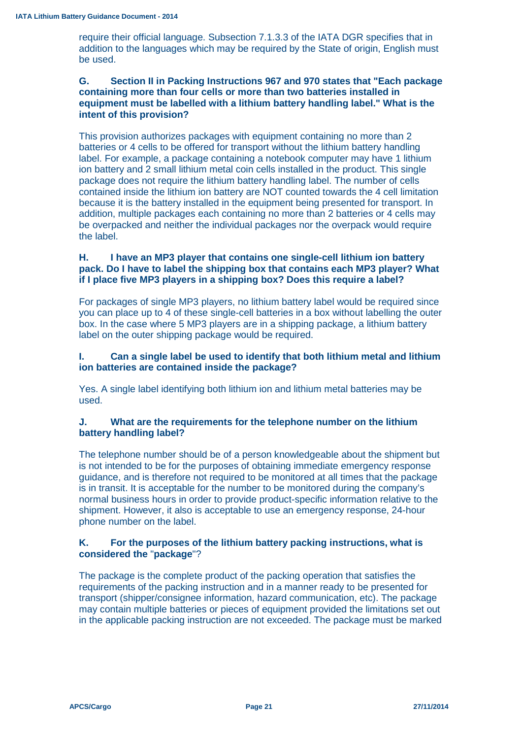require their official language. Subsection 7.1.3.3 of the IATA DGR specifies that in addition to the languages which may be required by the State of origin, English must be used.

**G. Section II in Packing Instructions 967 and 970 states that "Each package containing more than four cells or more than two batteries installed in equipment must be labelled with a lithium battery handling label." What is the intent of this provision?**

This provision authorizes packages with equipment containing no more than 2 batteries or 4 cells to be offered for transport without the lithium battery handling label. For example, a package containing a notebook computer may have 1 lithium ion battery and 2 small lithium metal coin cells installed in the product. This single package does not require the lithium battery handling label. The number of cells contained inside the lithium ion battery are NOT counted towards the 4 cell limitation because it is the battery installed in the equipment being presented for transport. In addition, multiple packages each containing no more than 2 batteries or 4 cells may be overpacked and neither the individual packages nor the overpack would require the label.

**H. I have an MP3 player that contains one single-cell lithium ion battery pack. Do I have to label the shipping box that contains each MP3 player? What if I place five MP3 players in a shipping box? Does this require a label?**

For packages of single MP3 players, no lithium battery label would be required since you can place up to 4 of these single-cell batteries in a box without labelling the outer box. In the case where 5 MP3 players are in a shipping package, a lithium battery label on the outer shipping package would be required.

**I. Can a single label be used to identify that both lithium metal and lithium ion batteries are contained inside the package?**

Yes. A single label identifying both lithium ion and lithium metal batteries may be used.

**J. What are the requirements for the telephone number on the lithium battery handling label?**

The telephone number should be of a person knowledgeable about the shipment but is not intended to be for the purposes of obtaining immediate emergency response guidance, and is therefore not required to be monitored at all times that the package is in transit. It is acceptable for the number to be monitored during the company's normal business hours in order to provide product-specific information relative to the shipment. However, it also is acceptable to use an emergency response, 24-hour phone number on the label.

**K. For the purposes of the lithium battery packing instructions, what is considered the "package"?**

The package is the complete product of the packing operation that satisfies the requirements of the packing instruction and in a manner ready to be presented for transport (shipper/consignee information, hazard communication, etc). The package may contain multiple batteries or pieces of equipment provided the limitations set out in the applicable packing instruction are not exceeded. The package must be marked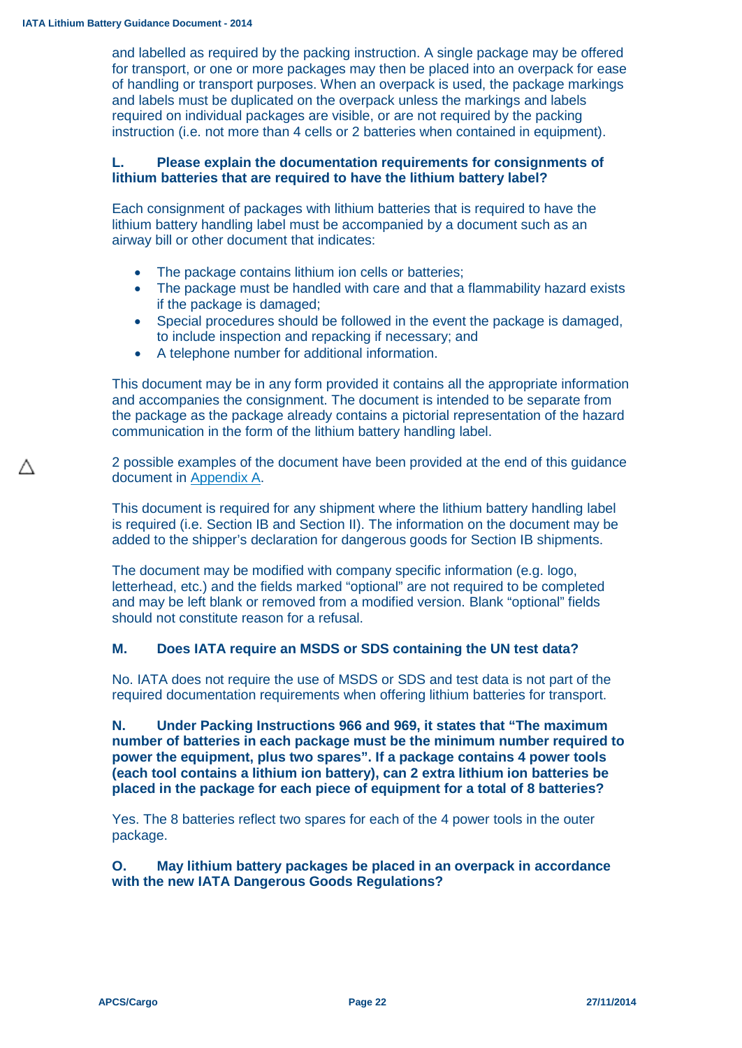and labelled as required by the packing instruction. A single package may be offered for transport, or one or more packages may then be placed into an overpack for ease of handling or transport purposes. When an overpack is used, the package markings and labels must be duplicated on the overpack unless the markings and labels required on individual packages are visible, or are not required by the packing instruction (i.e. not more than 4 cells or 2 batteries when contained in equipment).

**L. Please explain the documentation requirements for consignments of lithium batteries that are required to have the lithium battery label?**

Each consignment of packages with lithium batteries that is required to have the lithium battery handling label must be accompanied by a document such as an airway bill or other document that indicates:

- The package contains lithium ion cells or batteries;
- The package must be handled with care and that a flammability hazard exists if the package is damaged;
- Special procedures should be followed in the event the package is damaged, to include inspection and repacking if necessary; and
- A telephone number for additional information.

This document may be in any form provided it contains all the appropriate information and accompanies the consignment. The document is intended to be separate from the package as the package already contains a pictorial representation of the hazard communication in the form of the lithium battery handling label.

△ 2 possible examples of the document have been provided at the end of this guidance document in Appendix A.

This document is required for any shipment where the lithium battery handling label is required (i.e. Section IB and Section II). The information on the document may be added to the shipper's declaration for dangerous goods for Section IB shipments.

The document may be modified with company specific information (e.g. logo, letterhead, etc.) and the fields marked "optional" are not required to be completed and may be left blank or removed from a modified version. Blank "optional" fields should not constitute reason for a refusal.

**M. Does IATA require an MSDS or SDS containing the UN test data?**

No. IATA does not require the use of MSDS or SDS and test data is not part of the required documentation requirements when offering lithium batteries for transport.

**N. Under Packing Instructions 966 and 969, it states that "The maximum number of batteries in each package must be the minimum number required to power the equipment, plus two spares". If a package contains 4 power tools (each tool contains a lithium ion battery), can 2 extra lithium ion batteries be placed in the package for each piece of equipment for a total of 8 batteries?**

Yes. The 8 batteries reflect two spares for each of the 4 power tools in the outer package.

**O. May lithium battery packages be placed in an overpack in accordance with the new IATA Dangerous Goods Regulations?**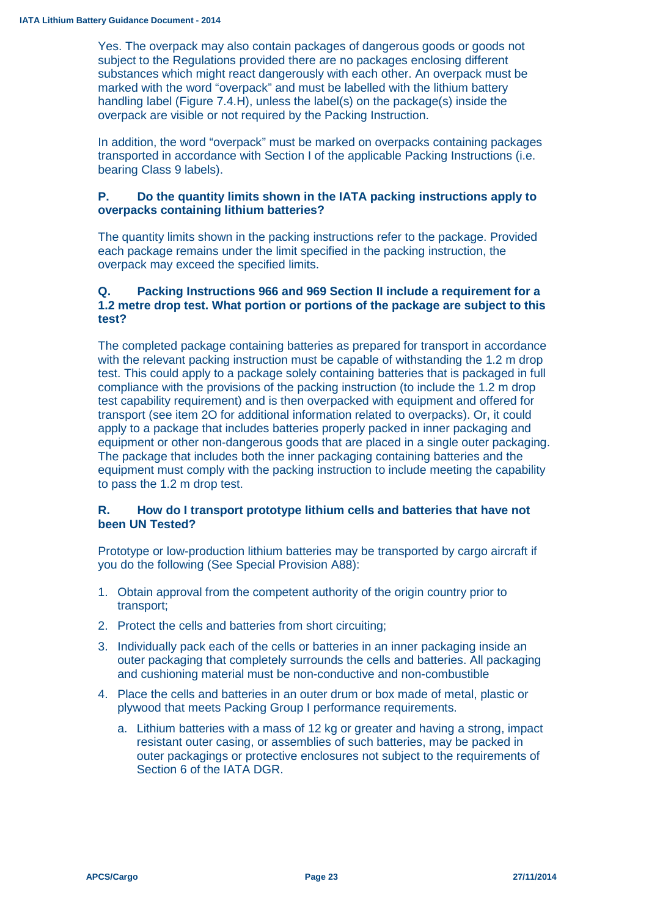Yes. The overpack may also contain packages of dangerous goods or goods not subject to the Regulations provided there are no packages enclosing different substances which might react dangerously with each other. An overpack must be marked with the word "overpack" and must be labelled with the lithium battery handling label (Figure 7.4.H), unless the label(s) on the package(s) inside the overpack are visible or not required by the Packing Instruction.

In addition, the word "overpack" must be marked on overpacks containing packages transported in accordance with Section I of the applicable Packing Instructions (i.e. bearing Class 9 labels).

**P. Do the quantity limits shown in the IATA packing instructions apply to overpacks containing lithium batteries?**

The quantity limits shown in the packing instructions refer to the package. Provided each package remains under the limit specified in the packing instruction, the overpack may exceed the specified limits.

**Q. Packing Instructions 966 and 969 Section II include a requirement for a 1.2 metre drop test. What portion or portions of the package are subject to this test?**

The completed package containing batteries as prepared for transport in accordance with the relevant packing instruction must be capable of withstanding the 1.2 m drop test. This could apply to a package solely containing batteries that is packaged in full compliance with the provisions of the packing instruction (to include the 1.2 m drop test capability requirement) and is then overpacked with equipment and offered for transport (see item 2O for additional information related to overpacks). Or, it could apply to a package that includes batteries properly packed in inner packaging and equipment or other non-dangerous goods that are placed in a single outer packaging. The package that includes both the inner packaging containing batteries and the equipment must comply with the packing instruction to include meeting the capability to pass the 1.2 m drop test.

**R. How do I transport prototype lithium cells and batteries that have not been UN Tested?**

Prototype or low-production lithium batteries may be transported by cargo aircraft if you do the following (See Special Provision A88):

1. Obtain approval from the competent authority of the origin country prior to transport;
2. Protect the cells and batteries from short circuiting;
3. Individually pack each of the cells or batteries in an inner packaging inside an outer packaging that completely surrounds the cells and batteries. All packaging and cushioning material must be non-conductive and non-combustible
4. Place the cells and batteries in an outer drum or box made of metal, plastic or plywood that meets Packing Group I performance requirements.
   a. Lithium batteries with a mass of 12 kg or greater and having a strong, impact resistant outer casing, or assemblies of such batteries, may be packed in outer packagings or protective enclosures not subject to the requirements of Section 6 of the IATA DGR.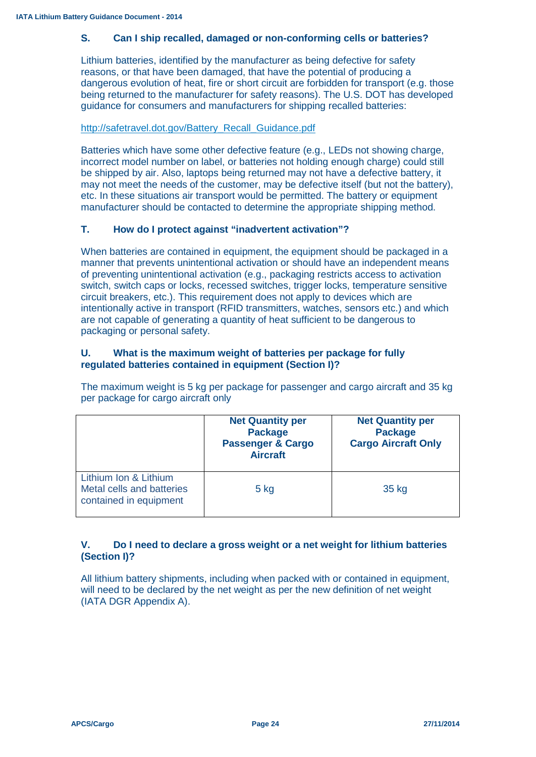### S. Can I ship recalled, damaged or non-conforming cells or batteries?

Lithium batteries, identified by the manufacturer as being defective for safety reasons, or that have been damaged, that have the potential of producing a dangerous evolution of heat, fire or short circuit are forbidden for transport (e.g. those being returned to the manufacturer for safety reasons). The U.S. DOT has developed guidance for consumers and manufacturers for shipping recalled batteries:

http://safetravel.dot.gov/Battery_Recall_Guidance.pdf

Batteries which have some other defective feature (e.g., LEDs not showing charge, incorrect model number on label, or batteries not holding enough charge) could still be shipped by air. Also, laptops being returned may not have a defective battery, it may not meet the needs of the customer, may be defective itself (but not the battery), etc. In these situations air transport would be permitted. The battery or equipment manufacturer should be contacted to determine the appropriate shipping method.

### T. How do I protect against "inadvertent activation"?

When batteries are contained in equipment, the equipment should be packaged in a manner that prevents unintentional activation or should have an independent means of preventing unintentional activation (e.g., packaging restricts access to activation switch, switch caps or locks, recessed switches, trigger locks, temperature sensitive circuit breakers, etc.). This requirement does not apply to devices which are intentionally active in transport (RFID transmitters, watches, sensors etc.) and which are not capable of generating a quantity of heat sufficient to be dangerous to packaging or personal safety.

### U. What is the maximum weight of batteries per package for fully regulated batteries contained in equipment (Section I)?

The maximum weight is 5 kg per package for passenger and cargo aircraft and 35 kg per package for cargo aircraft only

| | Net Quantity per Package Passenger & Cargo Aircraft | Net Quantity per Package Cargo Aircraft Only |
|---|---|---|
| Lithium Ion & Lithium Metal cells and batteries contained in equipment | 5 kg | 35 kg |

### V. Do I need to declare a gross weight or a net weight for lithium batteries (Section I)?

All lithium battery shipments, including when packed with or contained in equipment, will need to be declared by the net weight as per the new definition of net weight (IATA DGR Appendix A).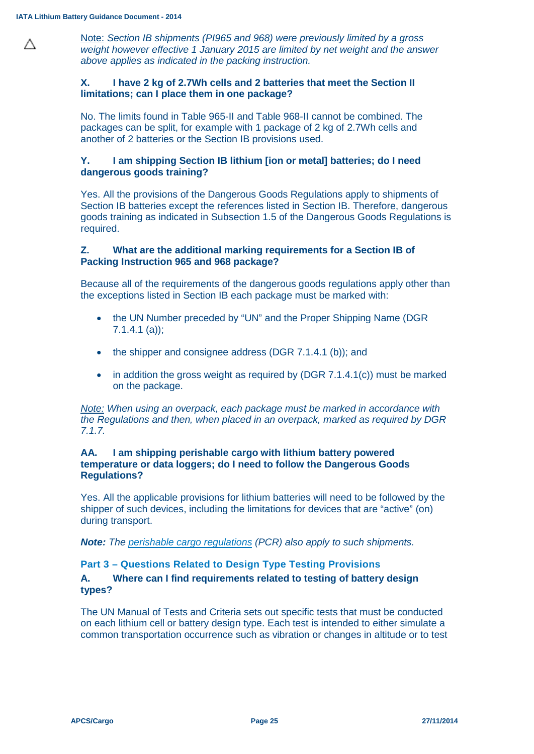△ Note: *Section IB shipments (PI965 and 968) were previously limited by a gross weight however effective 1 January 2015 are limited by net weight and the answer above applies as indicated in the packing instruction.*

**X. I have 2 kg of 2.7Wh cells and 2 batteries that meet the Section II limitations; can I place them in one package?**

No. The limits found in Table 965-II and Table 968-II cannot be combined. The packages can be split, for example with 1 package of 2 kg of 2.7Wh cells and another of 2 batteries or the Section IB provisions used.

**Y. I am shipping Section IB lithium [ion or metal] batteries; do I need dangerous goods training?**

Yes. All the provisions of the Dangerous Goods Regulations apply to shipments of Section IB batteries except the references listed in Section IB. Therefore, dangerous goods training as indicated in Subsection 1.5 of the Dangerous Goods Regulations is required.

**Z. What are the additional marking requirements for a Section IB of Packing Instruction 965 and 968 package?**

Because all of the requirements of the dangerous goods regulations apply other than the exceptions listed in Section IB each package must be marked with:

- the UN Number preceded by "UN" and the Proper Shipping Name (DGR 7.1.4.1 (a));
- the shipper and consignee address (DGR 7.1.4.1 (b)); and
- in addition the gross weight as required by (DGR 7.1.4.1(c)) must be marked on the package.

*Note: When using an overpack, each package must be marked in accordance with the Regulations and then, when placed in an overpack, marked as required by DGR 7.1.7.*

**AA. I am shipping perishable cargo with lithium battery powered temperature or data loggers; do I need to follow the Dangerous Goods Regulations?**

Yes. All the applicable provisions for lithium batteries will need to be followed by the shipper of such devices, including the limitations for devices that are "active" (on) during transport.

***Note:*** *The perishable cargo regulations (PCR) also apply to such shipments.*

## Part 3 – Questions Related to Design Type Testing Provisions

**A. Where can I find requirements related to testing of battery design types?**

The UN Manual of Tests and Criteria sets out specific tests that must be conducted on each lithium cell or battery design type. Each test is intended to either simulate a common transportation occurrence such as vibration or changes in altitude or to test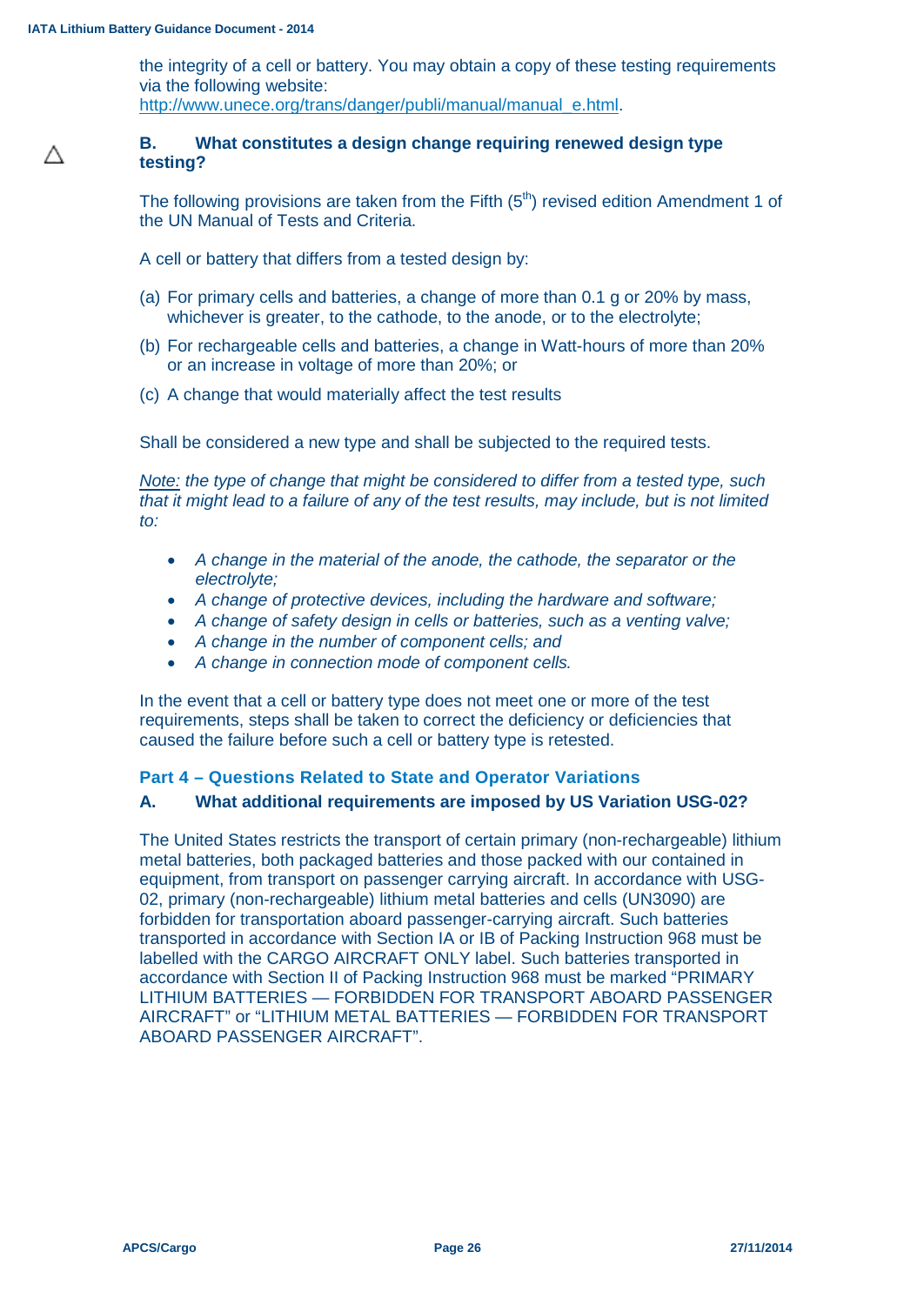the integrity of a cell or battery. You may obtain a copy of these testing requirements via the following website: http://www.unece.org/trans/danger/publi/manual/manual_e.html.

△

### B. What constitutes a design change requiring renewed design type testing?

The following provisions are taken from the Fifth (5th) revised edition Amendment 1 of the UN Manual of Tests and Criteria.

A cell or battery that differs from a tested design by:

(a) For primary cells and batteries, a change of more than 0.1 g or 20% by mass, whichever is greater, to the cathode, to the anode, or to the electrolyte;

(b) For rechargeable cells and batteries, a change in Watt-hours of more than 20% or an increase in voltage of more than 20%; or

(c) A change that would materially affect the test results

Shall be considered a new type and shall be subjected to the required tests.

*Note: the type of change that might be considered to differ from a tested type, such that it might lead to a failure of any of the test results, may include, but is not limited to:*

- *A change in the material of the anode, the cathode, the separator or the electrolyte;*
- *A change of protective devices, including the hardware and software;*
- *A change of safety design in cells or batteries, such as a venting valve;*
- *A change in the number of component cells; and*
- *A change in connection mode of component cells.*

In the event that a cell or battery type does not meet one or more of the test requirements, steps shall be taken to correct the deficiency or deficiencies that caused the failure before such a cell or battery type is retested.

## Part 4 – Questions Related to State and Operator Variations

### A. What additional requirements are imposed by US Variation USG-02?

The United States restricts the transport of certain primary (non-rechargeable) lithium metal batteries, both packaged batteries and those packed with our contained in equipment, from transport on passenger carrying aircraft. In accordance with USG-02, primary (non-rechargeable) lithium metal batteries and cells (UN3090) are forbidden for transportation aboard passenger-carrying aircraft. Such batteries transported in accordance with Section IA or IB of Packing Instruction 968 must be labelled with the CARGO AIRCRAFT ONLY label. Such batteries transported in accordance with Section II of Packing Instruction 968 must be marked “PRIMARY LITHIUM BATTERIES — FORBIDDEN FOR TRANSPORT ABOARD PASSENGER AIRCRAFT” or “LITHIUM METAL BATTERIES — FORBIDDEN FOR TRANSPORT ABOARD PASSENGER AIRCRAFT”.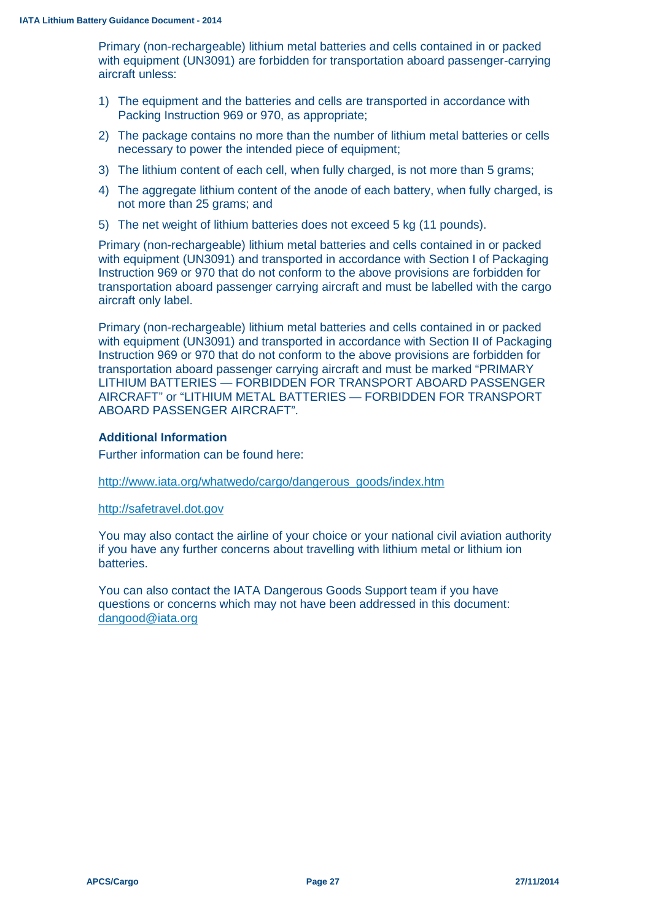Primary (non-rechargeable) lithium metal batteries and cells contained in or packed with equipment (UN3091) are forbidden for transportation aboard passenger-carrying aircraft unless:

1) The equipment and the batteries and cells are transported in accordance with Packing Instruction 969 or 970, as appropriate;
2) The package contains no more than the number of lithium metal batteries or cells necessary to power the intended piece of equipment;
3) The lithium content of each cell, when fully charged, is not more than 5 grams;
4) The aggregate lithium content of the anode of each battery, when fully charged, is not more than 25 grams; and
5) The net weight of lithium batteries does not exceed 5 kg (11 pounds).

Primary (non-rechargeable) lithium metal batteries and cells contained in or packed with equipment (UN3091) and transported in accordance with Section I of Packaging Instruction 969 or 970 that do not conform to the above provisions are forbidden for transportation aboard passenger carrying aircraft and must be labelled with the cargo aircraft only label.

Primary (non-rechargeable) lithium metal batteries and cells contained in or packed with equipment (UN3091) and transported in accordance with Section II of Packaging Instruction 969 or 970 that do not conform to the above provisions are forbidden for transportation aboard passenger carrying aircraft and must be marked “PRIMARY LITHIUM BATTERIES — FORBIDDEN FOR TRANSPORT ABOARD PASSENGER AIRCRAFT” or “LITHIUM METAL BATTERIES — FORBIDDEN FOR TRANSPORT ABOARD PASSENGER AIRCRAFT”.

### Additional Information

Further information can be found here:

http://www.iata.org/whatwedo/cargo/dangerous_goods/index.htm

http://safetravel.dot.gov

You may also contact the airline of your choice or your national civil aviation authority if you have any further concerns about travelling with lithium metal or lithium ion batteries.

You can also contact the IATA Dangerous Goods Support team if you have questions or concerns which may not have been addressed in this document: dangood@iata.org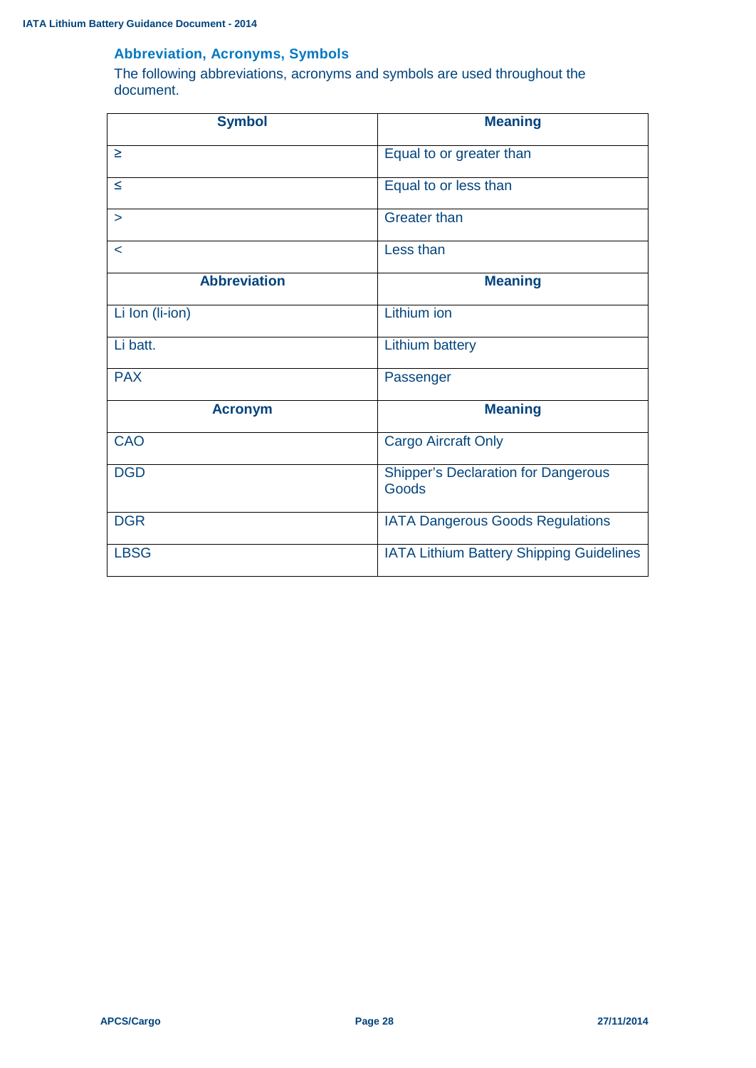## Abbreviation, Acronyms, Symbols

The following abbreviations, acronyms and symbols are used throughout the document.

| Symbol | Meaning |
|---|---|
| ≥ | Equal to or greater than |
| ≤ | Equal to or less than |
| > | Greater than |
| < | Less than |
| **Abbreviation** | **Meaning** |
| Li Ion (li-ion) | Lithium ion |
| Li batt. | Lithium battery |
| PAX | Passenger |
| **Acronym** | **Meaning** |
| CAO | Cargo Aircraft Only |
| DGD | Shipper's Declaration for Dangerous Goods |
| DGR | IATA Dangerous Goods Regulations |
| LBSG | IATA Lithium Battery Shipping Guidelines |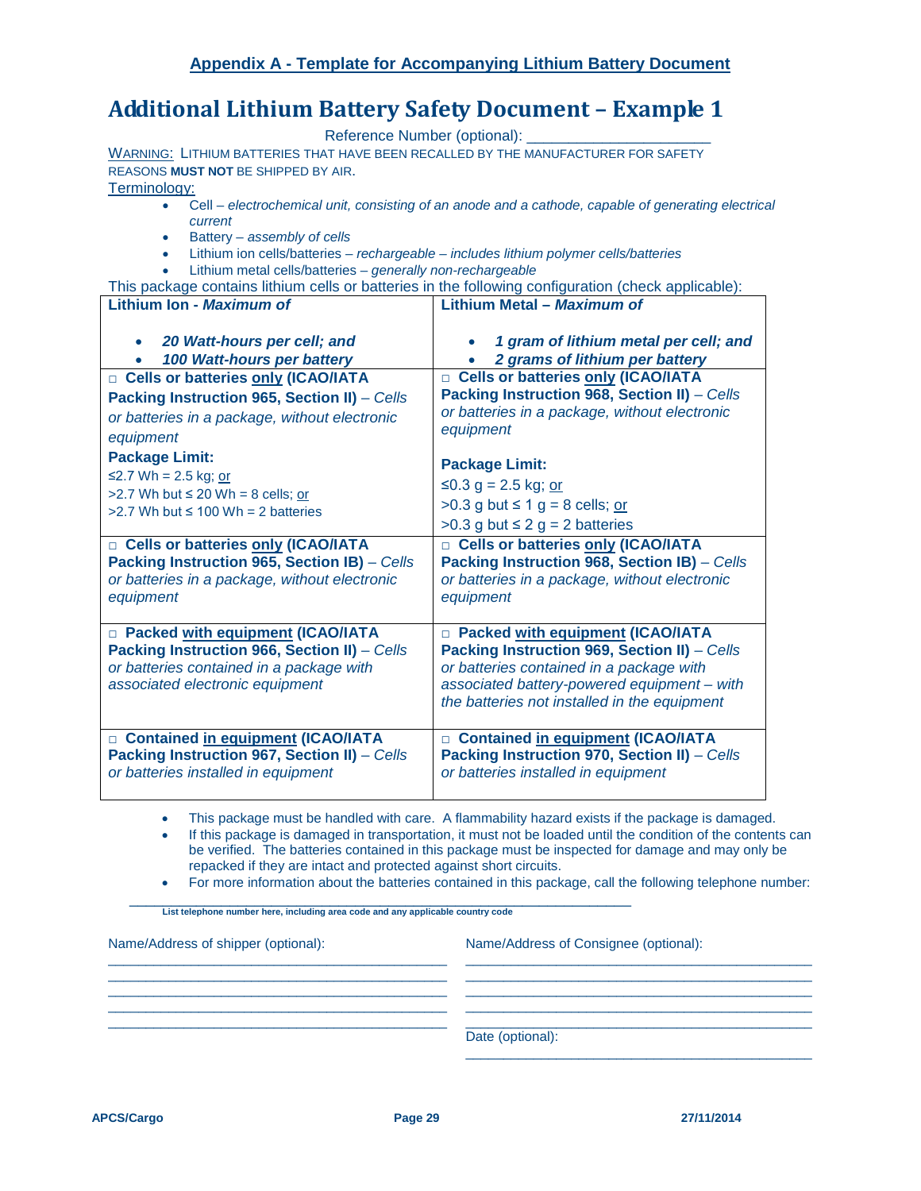## Appendix A - Template for Accompanying Lithium Battery Document

# Additional Lithium Battery Safety Document – Example 1

Reference Number (optional): ______________________

WARNING: LITHIUM BATTERIES THAT HAVE BEEN RECALLED BY THE MANUFACTURER FOR SAFETY REASONS **MUST NOT** BE SHIPPED BY AIR.

Terminology:

- Cell – *electrochemical unit, consisting of an anode and a cathode, capable of generating electrical current*
- Battery – *assembly of cells*
- Lithium ion cells/batteries – *rechargeable – includes lithium polymer cells/batteries*
- Lithium metal cells/batteries – *generally non-rechargeable*

This package contains lithium cells or batteries in the following configuration (check applicable):

| **Lithium Ion - *Maximum of*** <br> • ***20 Watt-hours per cell; and*** <br> • ***100 Watt-hours per battery*** | **Lithium Metal – *Maximum of*** <br> • ***1 gram of lithium metal per cell; and*** <br> • ***2 grams of lithium per battery*** |
|---|---|
| □ **Cells or batteries only (ICAO/IATA Packing Instruction 965, Section II)** – *Cells or batteries in a package, without electronic equipment* <br> **Package Limit:** <br> ≤2.7 Wh = 2.5 kg; or <br> >2.7 Wh but ≤ 20 Wh = 8 cells; or <br> >2.7 Wh but ≤ 100 Wh = 2 batteries | □ **Cells or batteries only (ICAO/IATA Packing Instruction 968, Section II)** – *Cells or batteries in a package, without electronic equipment* <br> **Package Limit:** <br> ≤0.3 g = 2.5 kg; or <br> >0.3 g but ≤ 1 g = 8 cells; or <br> >0.3 g but ≤ 2 g = 2 batteries |
| □ **Cells or batteries only (ICAO/IATA Packing Instruction 965, Section IB)** – *Cells or batteries in a package, without electronic equipment* | □ **Cells or batteries only (ICAO/IATA Packing Instruction 968, Section IB)** – *Cells or batteries in a package, without electronic equipment* |
| □ **Packed with equipment (ICAO/IATA Packing Instruction 966, Section II)** – *Cells or batteries contained in a package with associated electronic equipment* | □ **Packed with equipment (ICAO/IATA Packing Instruction 969, Section II)** – *Cells or batteries contained in a package with associated battery-powered equipment – with the batteries not installed in the equipment* |
| □ **Contained in equipment (ICAO/IATA Packing Instruction 967, Section II)** – *Cells or batteries installed in equipment* | □ **Contained in equipment (ICAO/IATA Packing Instruction 970, Section II)** – *Cells or batteries installed in equipment* |

- This package must be handled with care. A flammability hazard exists if the package is damaged.
- If this package is damaged in transportation, it must not be loaded until the condition of the contents can be verified. The batteries contained in this package must be inspected for damage and may only be repacked if they are intact and protected against short circuits.
- For more information about the batteries contained in this package, call the following telephone number:

______________________________________________________________

**List telephone number here, including area code and any applicable country code**

Name/Address of shipper (optional):

______________________________________________
______________________________________________
______________________________________________
______________________________________________
______________________________________________

Name/Address of Consignee (optional):

______________________________________________
______________________________________________
______________________________________________
______________________________________________
______________________________________________

Date (optional):

______________________________________________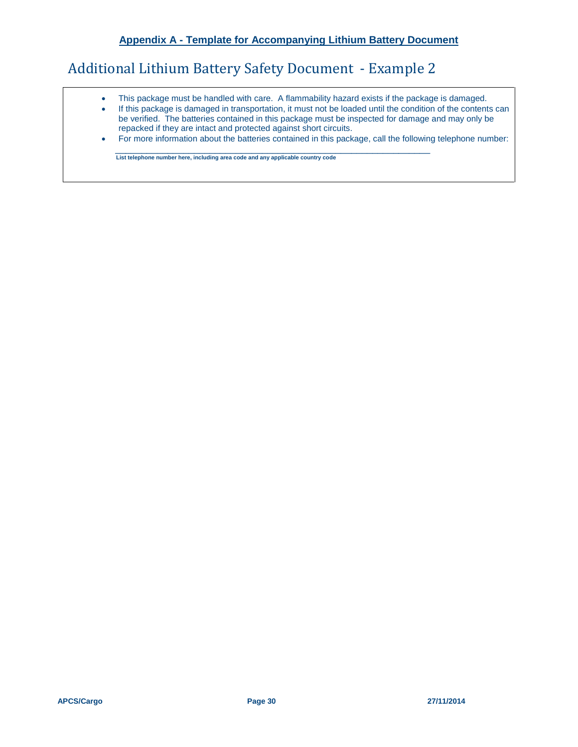**Appendix A - Template for Accompanying Lithium Battery Document**

# Additional Lithium Battery Safety Document - Example 2

- This package must be handled with care. A flammability hazard exists if the package is damaged.
- If this package is damaged in transportation, it must not be loaded until the condition of the contents can be verified. The batteries contained in this package must be inspected for damage and may only be repacked if they are intact and protected against short circuits.
- For more information about the batteries contained in this package, call the following telephone number:

_____________________________________________________________________________

**List telephone number here, including area code and any applicable country code**